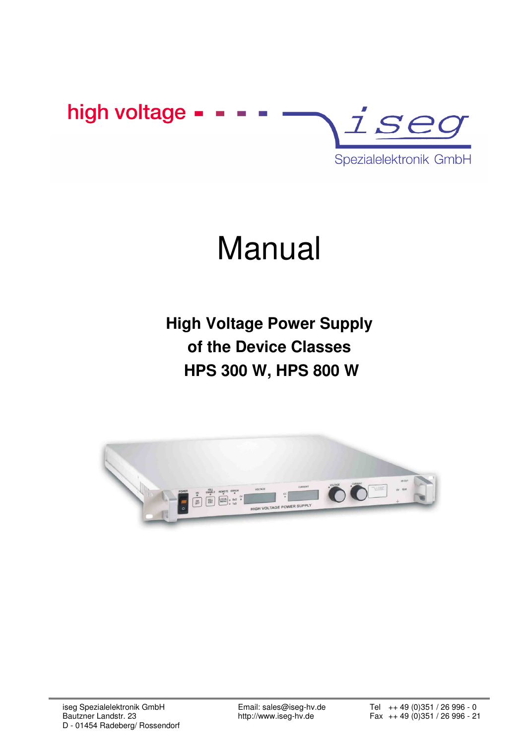high voltage

iseg Spezialelektronik GmbH

# Manual

## High Voltage Power Supply of the Device Classes HPS 300 W, HPS 800 W

iseg Spezialelektronik GmbH
Bautzner Landstr. 23
D - 01454 Radeberg/ Rossendorf

Email: sales@iseg-hv.de
http://www.iseg-hv.de

Tel ++ 49 (0)351 / 26 996 - 0
Fax ++ 49 (0)351 / 26 996 - 21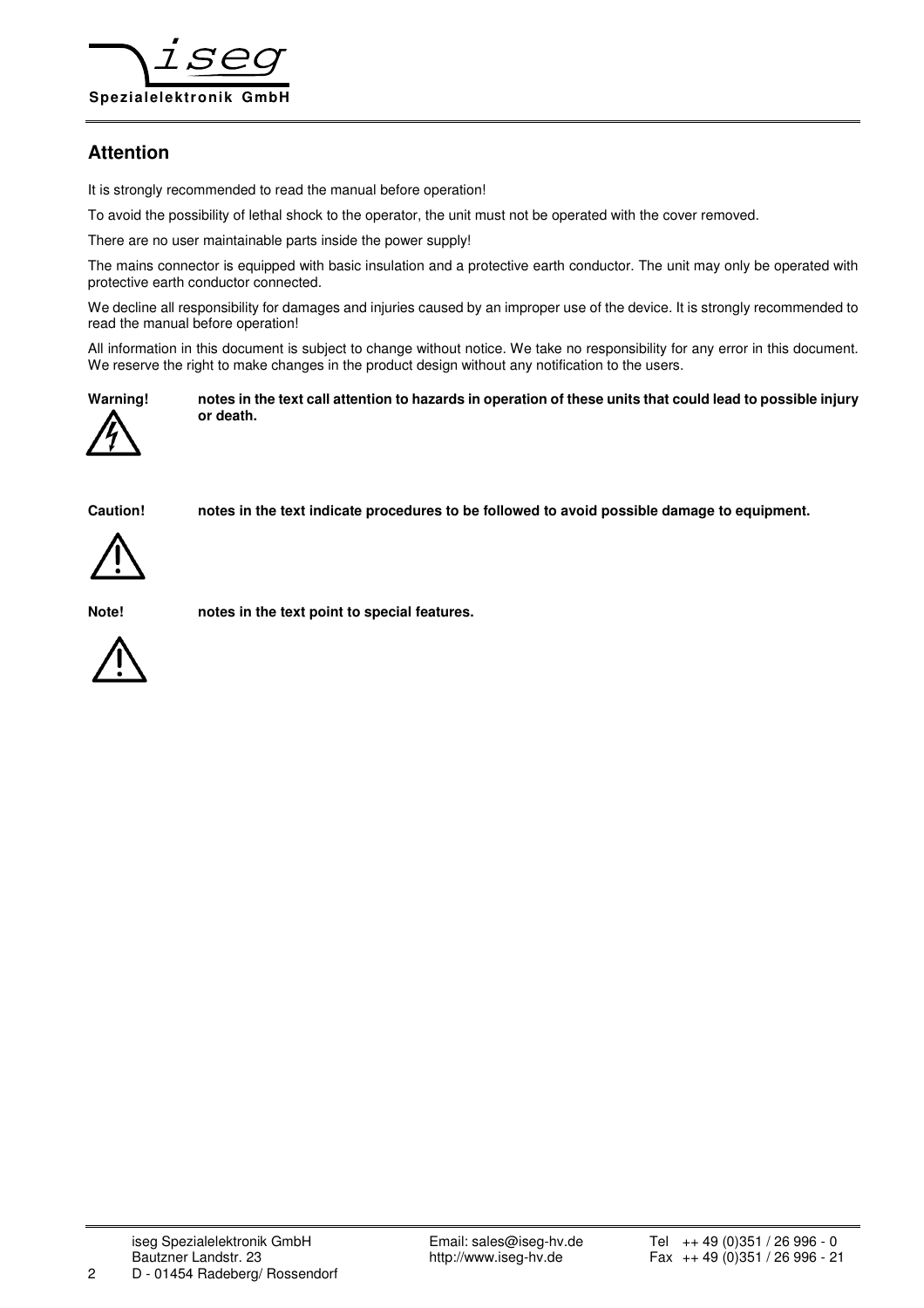## Attention

It is strongly recommended to read the manual before operation!

To avoid the possibility of lethal shock to the operator, the unit must not be operated with the cover removed.

There are no user maintainable parts inside the power supply!

The mains connector is equipped with basic insulation and a protective earth conductor. The unit may only be operated with protective earth conductor connected.

We decline all responsibility for damages and injuries caused by an improper use of the device. It is strongly recommended to read the manual before operation!

All information in this document is subject to change without notice. We take no responsibility for any error in this document. We reserve the right to make changes in the product design without any notification to the users.

**Warning!** **notes in the text call attention to hazards in operation of these units that could lead to possible injury or death.**

**Caution!** **notes in the text indicate procedures to be followed to avoid possible damage to equipment.**

**Note!** **notes in the text point to special features.**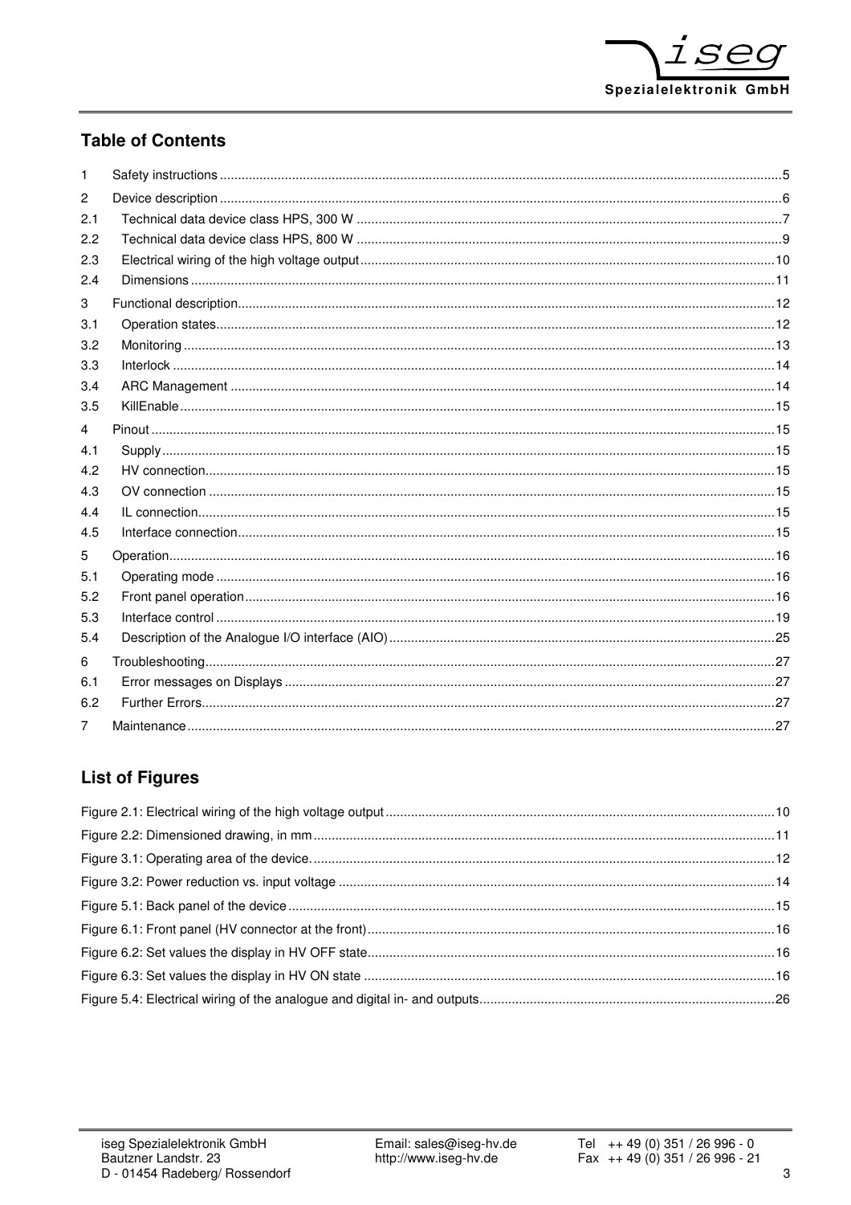## Table of Contents

| | | |
|---|---|---|
| 1 | Safety instructions | 5 |
| 2 | Device description | 6 |
| 2.1 | Technical data device class HPS, 300 W | 7 |
| 2.2 | Technical data device class HPS, 800 W | 9 |
| 2.3 | Electrical wiring of the high voltage output | 10 |
| 2.4 | Dimensions | 11 |
| 3 | Functional description | 12 |
| 3.1 | Operation states | 12 |
| 3.2 | Monitoring | 13 |
| 3.3 | Interlock | 14 |
| 3.4 | ARC Management | 14 |
| 3.5 | KillEnable | 15 |
| 4 | Pinout | 15 |
| 4.1 | Supply | 15 |
| 4.2 | HV connection | 15 |
| 4.3 | OV connection | 15 |
| 4.4 | IL connection | 15 |
| 4.5 | Interface connection | 15 |
| 5 | Operation | 16 |
| 5.1 | Operating mode | 16 |
| 5.2 | Front panel operation | 16 |
| 5.3 | Interface control | 19 |
| 5.4 | Description of the Analogue I/O interface (AIO) | 25 |
| 6 | Troubleshooting | 27 |
| 6.1 | Error messages on Displays | 27 |
| 6.2 | Further Errors | 27 |
| 7 | Maintenance | 27 |

## List of Figures

| | |
|---|---|
| Figure 2.1: Electrical wiring of the high voltage output | 10 |
| Figure 2.2: Dimensioned drawing, in mm | 11 |
| Figure 3.1: Operating area of the device. | 12 |
| Figure 3.2: Power reduction vs. input voltage | 14 |
| Figure 5.1: Back panel of the device | 15 |
| Figure 6.1: Front panel (HV connector at the front) | 16 |
| Figure 6.2: Set values the display in HV OFF state | 16 |
| Figure 6.3: Set values the display in HV ON state | 16 |
| Figure 5.4: Electrical wiring of the analogue and digital in- and outputs | 26 |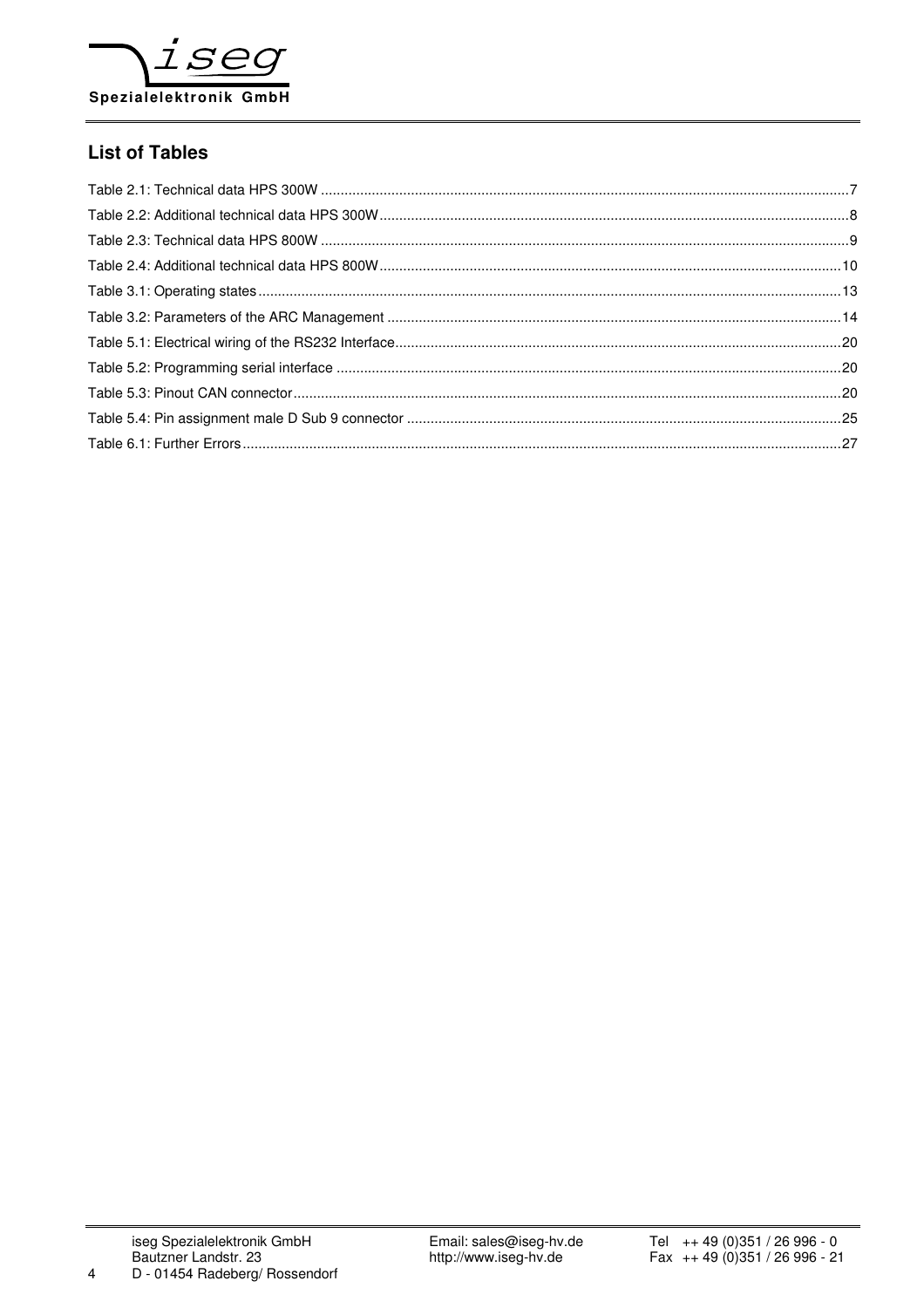## List of Tables

Table 2.1: Technical data HPS 300W ....................................................................................7

Table 2.2: Additional technical data HPS 300W....................................................................................8

Table 2.3: Technical data HPS 800W ....................................................................................9

Table 2.4: Additional technical data HPS 800W....................................................................................10

Table 3.1: Operating states....................................................................................13

Table 3.2: Parameters of the ARC Management ....................................................................................14

Table 5.1: Electrical wiring of the RS232 Interface....................................................................................20

Table 5.2: Programming serial interface ....................................................................................20

Table 5.3: Pinout CAN connector....................................................................................20

Table 5.4: Pin assignment male D Sub 9 connector ....................................................................................25

Table 6.1: Further Errors....................................................................................27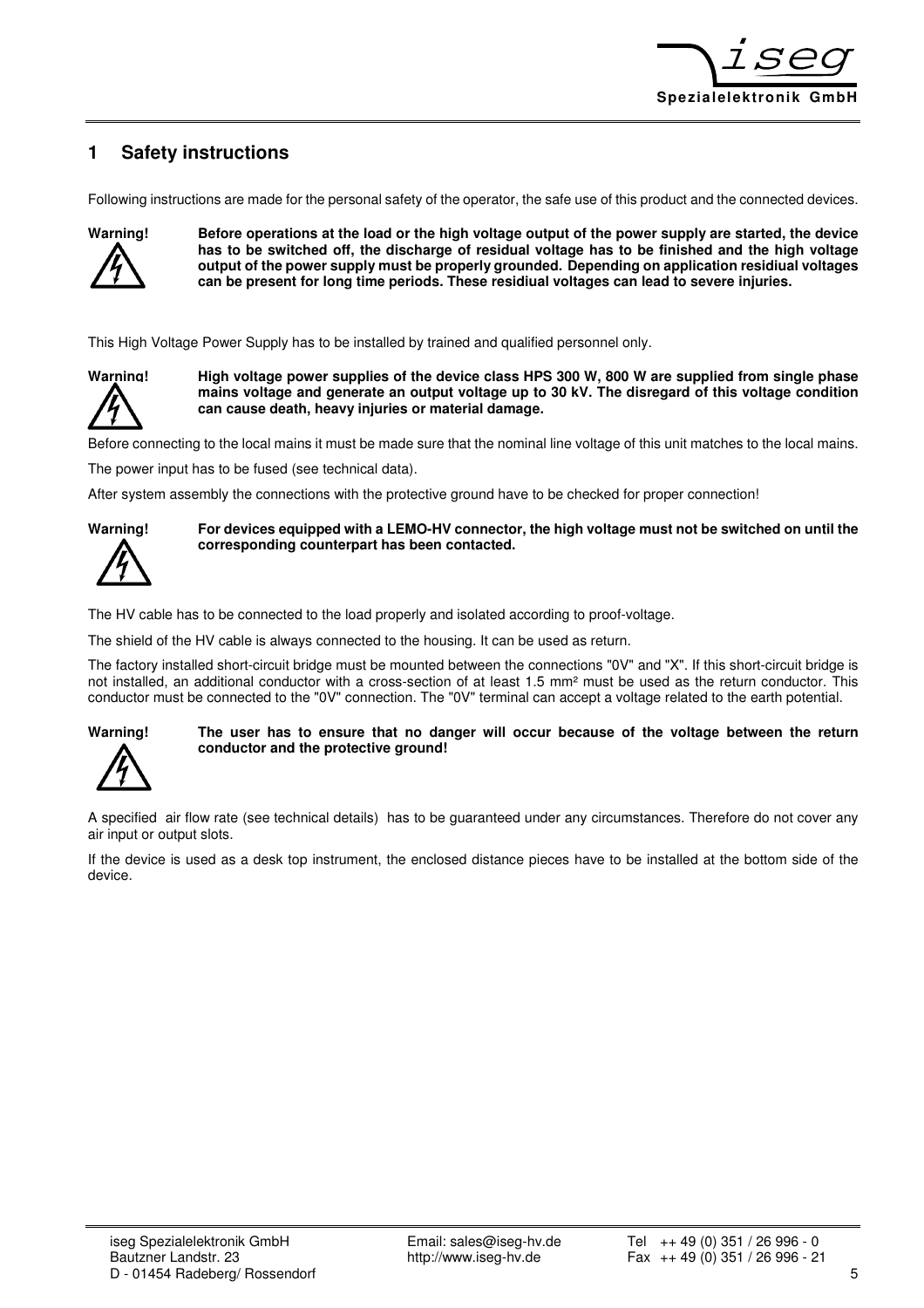# 1 Safety instructions

Following instructions are made for the personal safety of the operator, the safe use of this product and the connected devices.

**Warning!** **Before operations at the load or the high voltage output of the power supply are started, the device has to be switched off, the discharge of residual voltage has to be finished and the high voltage output of the power supply must be properly grounded. Depending on application residiual voltages can be present for long time periods. These residiual voltages can lead to severe injuries.**

This High Voltage Power Supply has to be installed by trained and qualified personnel only.

**Warning!** **High voltage power supplies of the device class HPS 300 W, 800 W are supplied from single phase mains voltage and generate an output voltage up to 30 kV. The disregard of this voltage condition can cause death, heavy injuries or material damage.**

Before connecting to the local mains it must be made sure that the nominal line voltage of this unit matches to the local mains.

The power input has to be fused (see technical data).

After system assembly the connections with the protective ground have to be checked for proper connection!

**Warning!** **For devices equipped with a LEMO-HV connector, the high voltage must not be switched on until the corresponding counterpart has been contacted.**

The HV cable has to be connected to the load properly and isolated according to proof-voltage.

The shield of the HV cable is always connected to the housing. It can be used as return.

The factory installed short-circuit bridge must be mounted between the connections "0V" and "X". If this short-circuit bridge is not installed, an additional conductor with a cross-section of at least 1.5 mm² must be used as the return conductor. This conductor must be connected to the "0V" connection. The "0V" terminal can accept a voltage related to the earth potential.

**Warning!** **The user has to ensure that no danger will occur because of the voltage between the return conductor and the protective ground!**

A specified air flow rate (see technical details) has to be guaranteed under any circumstances. Therefore do not cover any air input or output slots.

If the device is used as a desk top instrument, the enclosed distance pieces have to be installed at the bottom side of the device.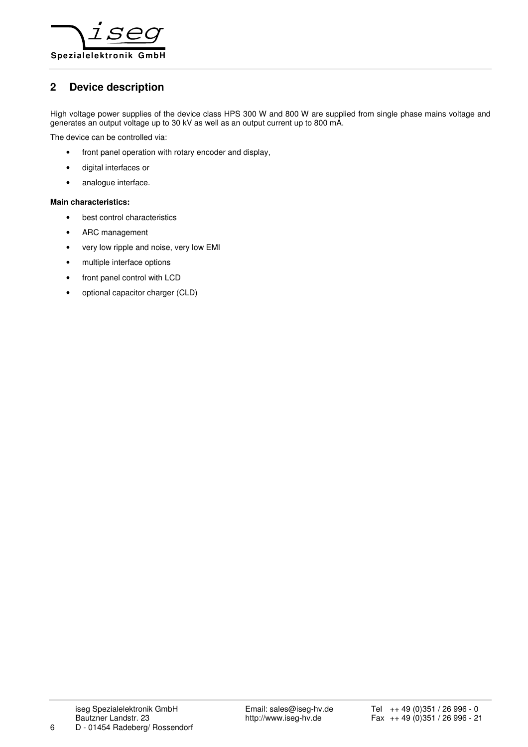## 2 Device description

High voltage power supplies of the device class HPS 300 W and 800 W are supplied from single phase mains voltage and generates an output voltage up to 30 kV as well as an output current up to 800 mA.

The device can be controlled via:

- front panel operation with rotary encoder and display,
- digital interfaces or
- analogue interface.

**Main characteristics:**

- best control characteristics
- ARC management
- very low ripple and noise, very low EMI
- multiple interface options
- front panel control with LCD
- optional capacitor charger (CLD)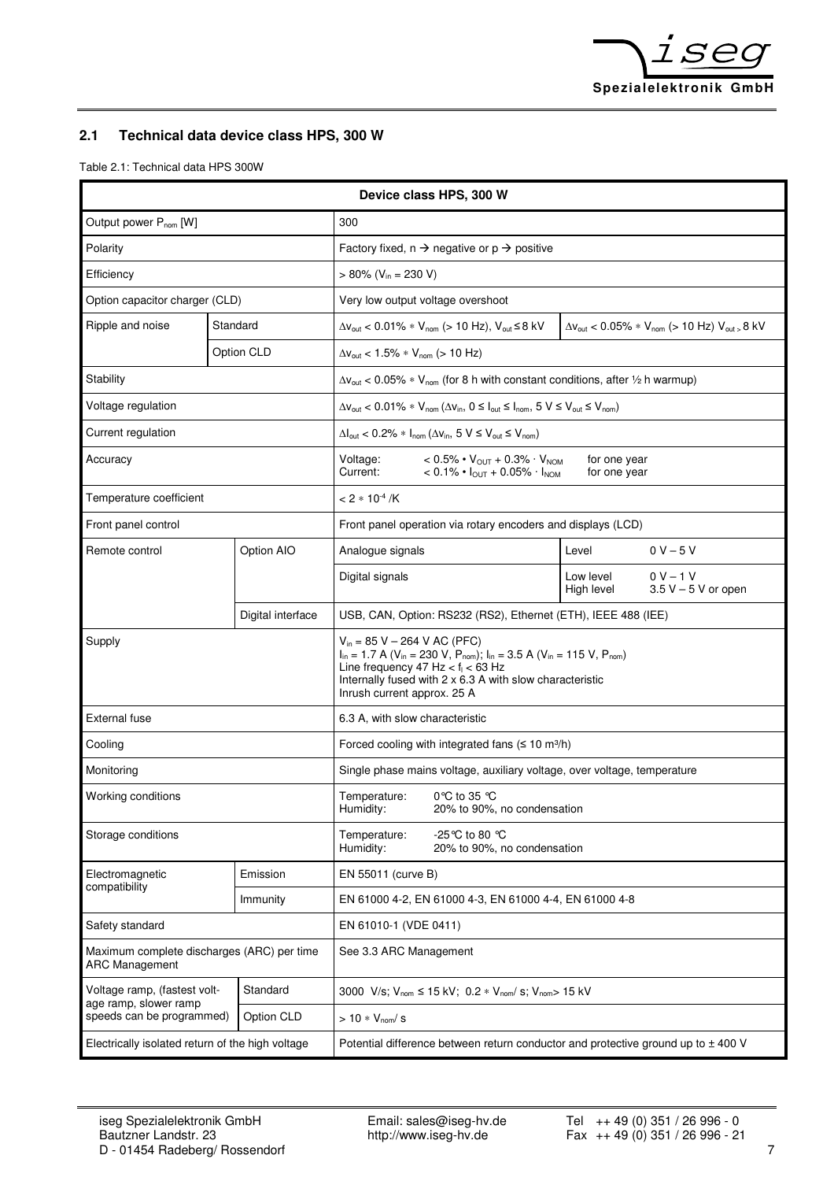## 2.1 Technical data device class HPS, 300 W

Table 2.1: Technical data HPS 300W

| Device class HPS, 300 W | | | | |
|---|---|---|---|---|
| Output power $P_{nom}$ [W] | | 300 | | |
| Polarity | | Factory fixed, n → negative or p → positive | | |
| Efficiency | | > 80% ($V_{in}$ = 230 V) | | |
| Option capacitor charger (CLD) | | Very low output voltage overshoot | | |
| Ripple and noise | Standard | $\Delta v_{out}$ < 0.01% ∗ $V_{nom}$ (> 10 Hz), $V_{out}$ ≤ 8 kV | $\Delta v_{out}$ < 0.05% ∗ $V_{nom}$ (> 10 Hz) $V_{out}$ > 8 kV | |
| | Option CLD | $\Delta v_{out}$ < 1.5% ∗ $V_{nom}$ (> 10 Hz) | | |
| Stability | | $\Delta v_{out}$ < 0.05% ∗ $V_{nom}$ (for 8 h with constant conditions, after ½ h warmup) | | |
| Voltage regulation | | $\Delta v_{out}$ < 0.01% ∗ $V_{nom}$ ($\Delta v_{in}$, 0 ≤ $I_{out}$ ≤ $I_{nom}$, 5 V ≤ $V_{out}$ ≤ $V_{nom}$) | | |
| Current regulation | | $\Delta I_{out}$ < 0.2% ∗ $I_{nom}$ ($\Delta v_{in}$, 5 V ≤ $V_{out}$ ≤ $V_{nom}$) | | |
| Accuracy | | Voltage: < 0.5% • $V_{OUT}$ + 0.3% · $V_{NOM}$ for one year<br>Current: < 0.1% • $I_{OUT}$ + 0.05% · $I_{NOM}$ for one year | | |
| Temperature coefficient | | < 2 ∗ $10^{-4}$ /K | | |
| Front panel control | | Front panel operation via rotary encoders and displays (LCD) | | |
| Remote control | Option AIO | Analogue signals | Level | 0 V – 5 V |
| | | Digital signals | Low level<br>High level | 0 V – 1 V<br>3.5 V – 5 V or open |
| | Digital interface | USB, CAN, Option: RS232 (RS2), Ethernet (ETH), IEEE 488 (IEE) | | |
| Supply | | $V_{in}$ = 85 V – 264 V AC (PFC)<br>$I_{in}$ = 1.7 A ($V_{in}$ = 230 V, $P_{nom}$); $I_{in}$ = 3.5 A ($V_{in}$ = 115 V, $P_{nom}$)<br>Line frequency 47 Hz < $f_i$ < 63 Hz<br>Internally fused with 2 x 6.3 A with slow characteristic<br>Inrush current approx. 25 A | | |
| External fuse | | 6.3 A, with slow characteristic | | |
| Cooling | | Forced cooling with integrated fans (≤ 10 m³/h) | | |
| Monitoring | | Single phase mains voltage, auxiliary voltage, over voltage, temperature | | |
| Working conditions | | Temperature: 0℃ to 35 ℃<br>Humidity: 20% to 90%, no condensation | | |
| Storage conditions | | Temperature: -25℃ to 80 ℃<br>Humidity: 20% to 90%, no condensation | | |
| Electromagnetic compatibility | Emission | EN 55011 (curve B) | | |
| | Immunity | EN 61000 4-2, EN 61000 4-3, EN 61000 4-4, EN 61000 4-8 | | |
| Safety standard | | EN 61010-1 (VDE 0411) | | |
| Maximum complete discharges (ARC) per time ARC Management | | See 3.3 ARC Management | | |
| Voltage ramp, (fastest volt-age ramp, slower ramp speeds can be programmed) | Standard | 3000 V/s; $V_{nom}$ ≤ 15 kV; 0.2 ∗ $V_{nom}$/ s; $V_{nom}$ > 15 kV | | |
| | Option CLD | > 10 ∗ $V_{nom}$/ s | | |
| Electrically isolated return of the high voltage | | Potential difference between return conductor and protective ground up to ± 400 V | | |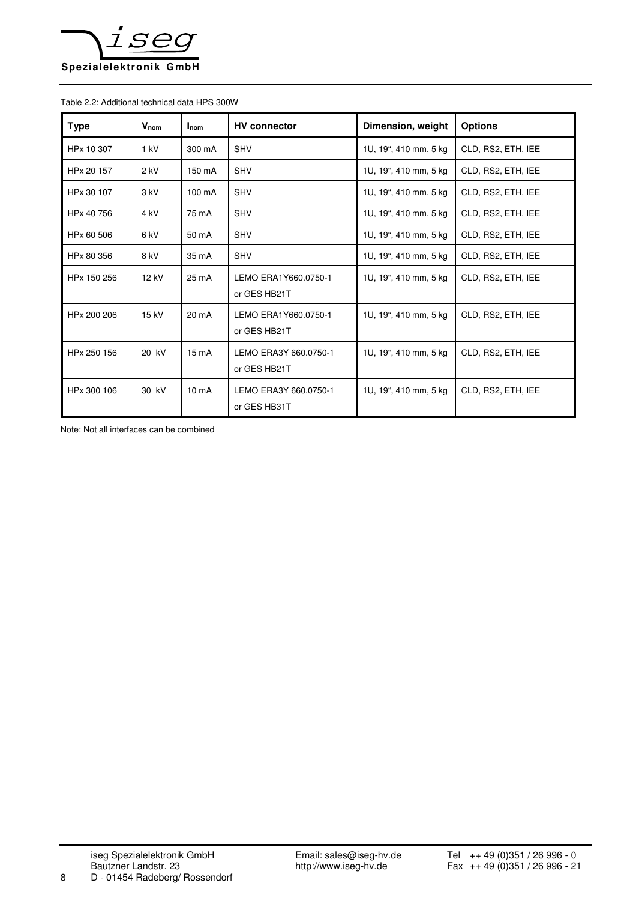Table 2.2: Additional technical data HPS 300W

| Type | $V_{nom}$ | $I_{nom}$ | HV connector | Dimension, weight | Options |
|---|---|---|---|---|---|
| HPx 10 307 | 1 kV | 300 mA | SHV | 1U, 19", 410 mm, 5 kg | CLD, RS2, ETH, IEE |
| HPx 20 157 | 2 kV | 150 mA | SHV | 1U, 19", 410 mm, 5 kg | CLD, RS2, ETH, IEE |
| HPx 30 107 | 3 kV | 100 mA | SHV | 1U, 19", 410 mm, 5 kg | CLD, RS2, ETH, IEE |
| HPx 40 756 | 4 kV | 75 mA | SHV | 1U, 19", 410 mm, 5 kg | CLD, RS2, ETH, IEE |
| HPx 60 506 | 6 kV | 50 mA | SHV | 1U, 19", 410 mm, 5 kg | CLD, RS2, ETH, IEE |
| HPx 80 356 | 8 kV | 35 mA | SHV | 1U, 19", 410 mm, 5 kg | CLD, RS2, ETH, IEE |
| HPx 150 256 | 12 kV | 25 mA | LEMO ERA1Y660.0750-1 or GES HB21T | 1U, 19", 410 mm, 5 kg | CLD, RS2, ETH, IEE |
| HPx 200 206 | 15 kV | 20 mA | LEMO ERA1Y660.0750-1 or GES HB21T | 1U, 19", 410 mm, 5 kg | CLD, RS2, ETH, IEE |
| HPx 250 156 | 20 kV | 15 mA | LEMO ERA3Y 660.0750-1 or GES HB21T | 1U, 19", 410 mm, 5 kg | CLD, RS2, ETH, IEE |
| HPx 300 106 | 30 kV | 10 mA | LEMO ERA3Y 660.0750-1 or GES HB31T | 1U, 19", 410 mm, 5 kg | CLD, RS2, ETH, IEE |

Note: Not all interfaces can be combined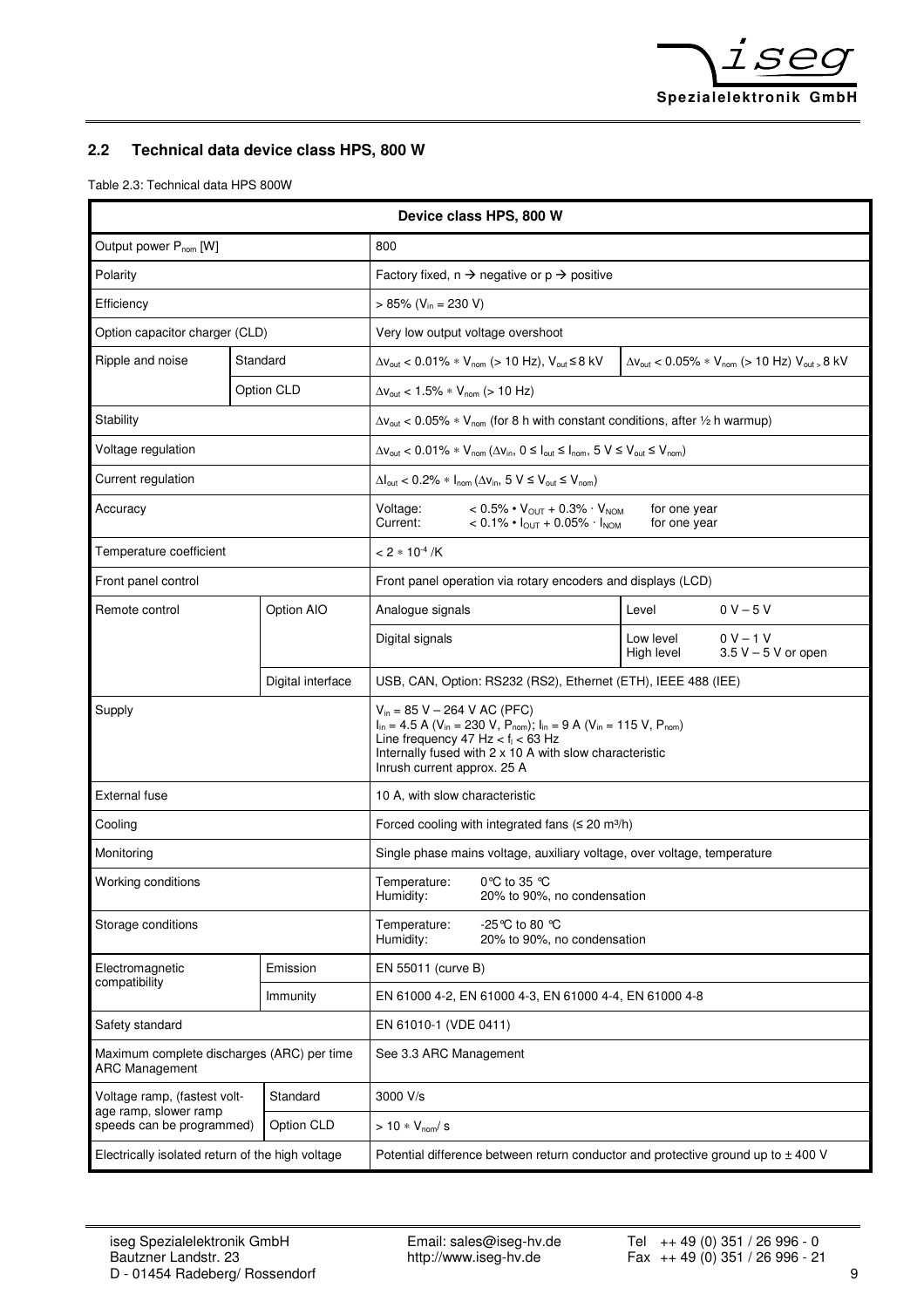## 2.2 Technical data device class HPS, 800 W

Table 2.3: Technical data HPS 800W

| Device class HPS, 800 W | | | |
|---|---|---|---|
| Output power $P_{nom}$ [W] | | 800 | |
| Polarity | | Factory fixed, n → negative or p → positive | |
| Efficiency | | > 85% ($V_{in}$ = 230 V) | |
| Option capacitor charger (CLD) | | Very low output voltage overshoot | |
| Ripple and noise | Standard | $\Delta v_{out}$ < 0.01% ∗ $V_{nom}$ (> 10 Hz), $V_{out} \leq 8$ kV | $\Delta v_{out}$ < 0.05% ∗ $V_{nom}$ (> 10 Hz) $V_{out} > 8$ kV |
| | Option CLD | $\Delta v_{out}$ < 1.5% ∗ $V_{nom}$ (> 10 Hz) | |
| Stability | | $\Delta v_{out}$ < 0.05% ∗ $V_{nom}$ (for 8 h with constant conditions, after ½ h warmup) | |
| Voltage regulation | | $\Delta v_{out}$ < 0.01% ∗ $V_{nom}$ ($\Delta v_{in}$, $0 \leq I_{out} \leq I_{nom}$, $5\text{ V} \leq V_{out} \leq V_{nom}$) | |
| Current regulation | | $\Delta I_{out}$ < 0.2% ∗ $I_{nom}$ ($\Delta v_{in}$, $5\text{ V} \leq V_{out} \leq V_{nom}$) | |
| Accuracy | | Voltage: < 0.5% • $V_{OUT}$ + 0.3% · $V_{NOM}$ for one year<br>Current: < 0.1% • $I_{OUT}$ + 0.05% · $I_{NOM}$ for one year | |
| Temperature coefficient | | $< 2 * 10^{-4}$ /K | |
| Front panel control | | Front panel operation via rotary encoders and displays (LCD) | |
| Remote control | Option AIO | Analogue signals | Level 0 V – 5 V |
| | | Digital signals | Low level 0 V – 1 V<br>High level 3.5 V – 5 V or open |
| | Digital interface | USB, CAN, Option: RS232 (RS2), Ethernet (ETH), IEEE 488 (IEE) | |
| Supply | | $V_{in}$ = 85 V – 264 V AC (PFC)<br>$I_{in}$ = 4.5 A ($V_{in}$ = 230 V, $P_{nom}$); $I_{in}$ = 9 A ($V_{in}$ = 115 V, $P_{nom}$)<br>Line frequency 47 Hz < $f_i$ < 63 Hz<br>Internally fused with 2 x 10 A with slow characteristic<br>Inrush current approx. 25 A | |
| External fuse | | 10 A, with slow characteristic | |
| Cooling | | Forced cooling with integrated fans (≤ 20 m³/h) | |
| Monitoring | | Single phase mains voltage, auxiliary voltage, over voltage, temperature | |
| Working conditions | | Temperature: 0°C to 35 °C<br>Humidity: 20% to 90%, no condensation | |
| Storage conditions | | Temperature: -25°C to 80 °C<br>Humidity: 20% to 90%, no condensation | |
| Electromagnetic compatibility | Emission | EN 55011 (curve B) | |
| | Immunity | EN 61000 4-2, EN 61000 4-3, EN 61000 4-4, EN 61000 4-8 | |
| Safety standard | | EN 61010-1 (VDE 0411) | |
| Maximum complete discharges (ARC) per time ARC Management | | See 3.3 ARC Management | |
| Voltage ramp, (fastest voltage ramp, slower ramp speeds can be programmed) | Standard | 3000 V/s | |
| | Option CLD | > 10 ∗ $V_{nom}$/ s | |
| Electrically isolated return of the high voltage | | Potential difference between return conductor and protective ground up to ± 400 V | |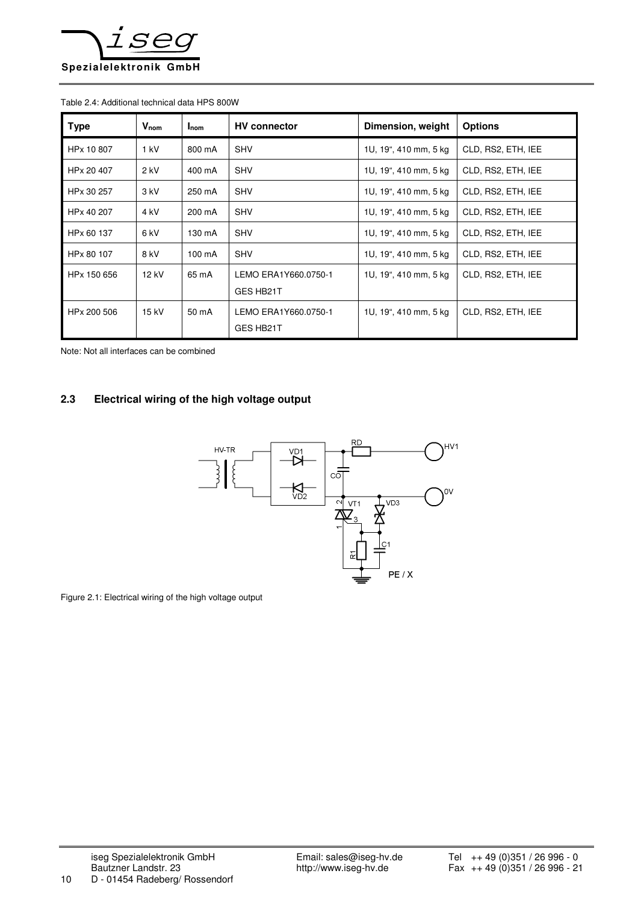Table 2.4: Additional technical data HPS 800W

| Type | $V_{nom}$ | $I_{nom}$ | HV connector | Dimension, weight | Options |
|---|---|---|---|---|---|
| HPx 10 807 | 1 kV | 800 mA | SHV | 1U, 19“, 410 mm, 5 kg | CLD, RS2, ETH, IEE |
| HPx 20 407 | 2 kV | 400 mA | SHV | 1U, 19“, 410 mm, 5 kg | CLD, RS2, ETH, IEE |
| HPx 30 257 | 3 kV | 250 mA | SHV | 1U, 19“, 410 mm, 5 kg | CLD, RS2, ETH, IEE |
| HPx 40 207 | 4 kV | 200 mA | SHV | 1U, 19“, 410 mm, 5 kg | CLD, RS2, ETH, IEE |
| HPx 60 137 | 6 kV | 130 mA | SHV | 1U, 19“, 410 mm, 5 kg | CLD, RS2, ETH, IEE |
| HPx 80 107 | 8 kV | 100 mA | SHV | 1U, 19“, 410 mm, 5 kg | CLD, RS2, ETH, IEE |
| HPx 150 656 | 12 kV | 65 mA | LEMO ERA1Y660.0750-1 GES HB21T | 1U, 19“, 410 mm, 5 kg | CLD, RS2, ETH, IEE |
| HPx 200 506 | 15 kV | 50 mA | LEMO ERA1Y660.0750-1 GES HB21T | 1U, 19“, 410 mm, 5 kg | CLD, RS2, ETH, IEE |

Note: Not all interfaces can be combined

## 2.3 Electrical wiring of the high voltage output

Figure 2.1: Electrical wiring of the high voltage output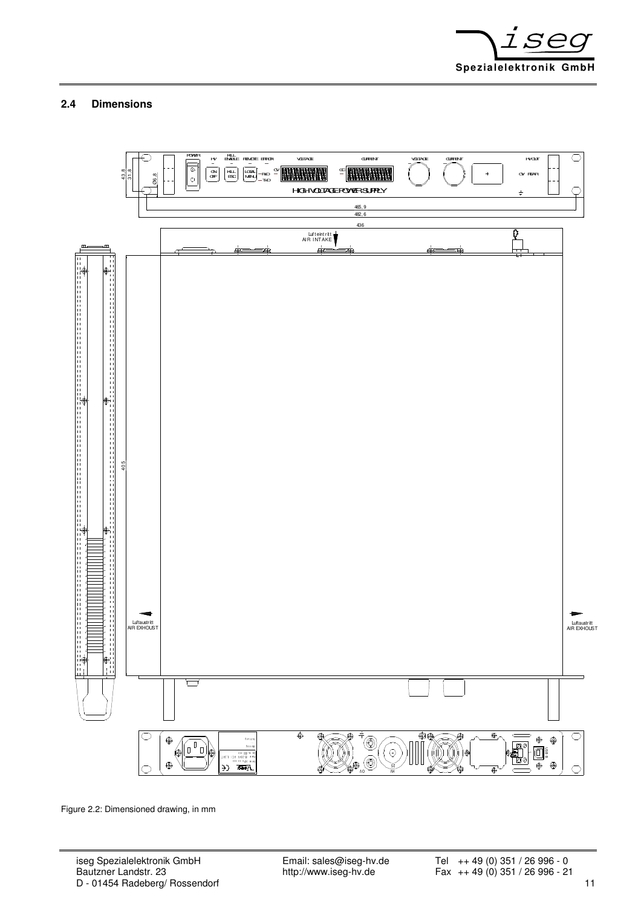## 2.4 Dimensions

Figure 2.2: Dimensioned drawing, in mm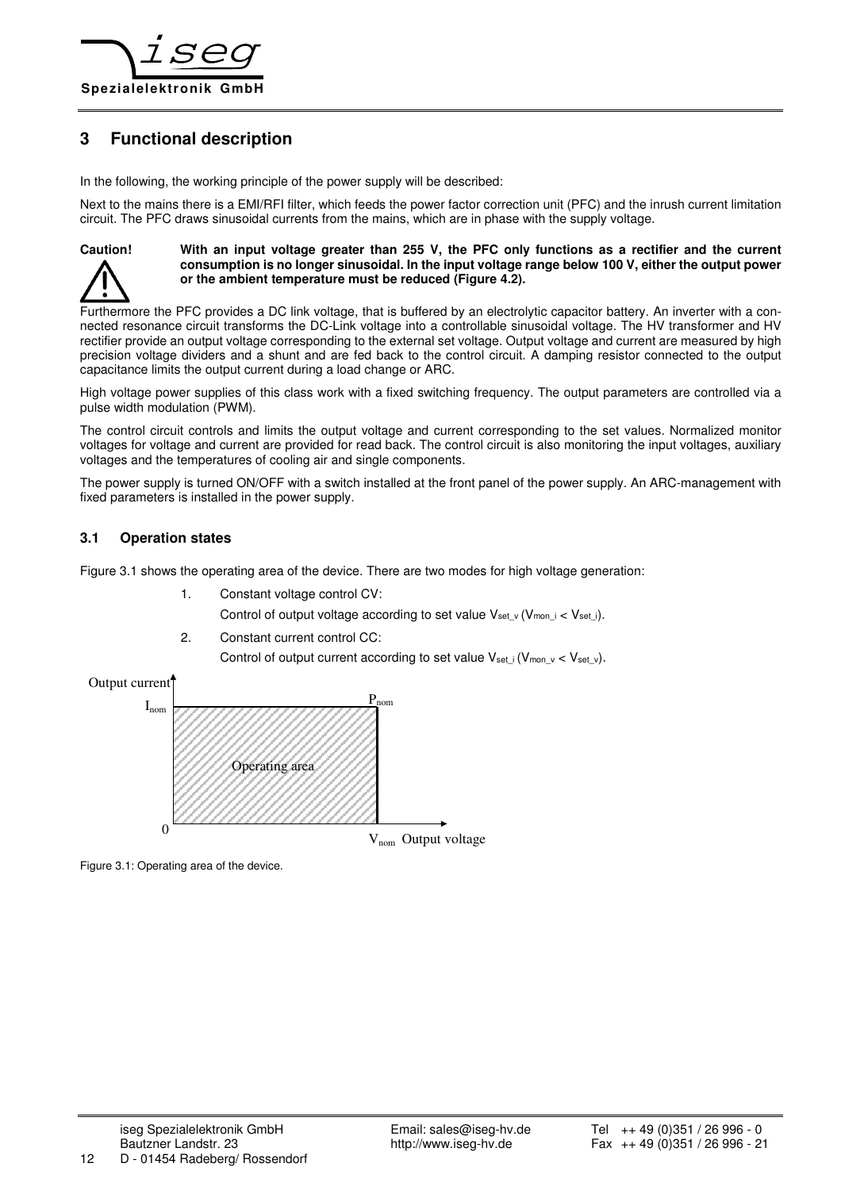# 3 Functional description

In the following, the working principle of the power supply will be described:

Next to the mains there is a EMI/RFI filter, which feeds the power factor correction unit (PFC) and the inrush current limitation circuit. The PFC draws sinusoidal currents from the mains, which are in phase with the supply voltage.

**Caution!** **With an input voltage greater than 255 V, the PFC only functions as a rectifier and the current consumption is no longer sinusoidal. In the input voltage range below 100 V, either the output power or the ambient temperature must be reduced (Figure 4.2).**

Furthermore the PFC provides a DC link voltage, that is buffered by an electrolytic capacitor battery. An inverter with a connected resonance circuit transforms the DC-Link voltage into a controllable sinusoidal voltage. The HV transformer and HV rectifier provide an output voltage corresponding to the external set voltage. Output voltage and current are measured by high precision voltage dividers and a shunt and are fed back to the control circuit. A damping resistor connected to the output capacitance limits the output current during a load change or ARC.

High voltage power supplies of this class work with a fixed switching frequency. The output parameters are controlled via a pulse width modulation (PWM).

The control circuit controls and limits the output voltage and current corresponding to the set values. Normalized monitor voltages for voltage and current are provided for read back. The control circuit is also monitoring the input voltages, auxiliary voltages and the temperatures of cooling air and single components.

The power supply is turned ON/OFF with a switch installed at the front panel of the power supply. An ARC-management with fixed parameters is installed in the power supply.

## 3.1 Operation states

Figure 3.1 shows the operating area of the device. There are two modes for high voltage generation:

1. Constant voltage control CV:
   Control of output voltage according to set value $V_{set\_v}$ ($V_{mon\_i} < V_{set\_i}$).
2. Constant current control CC:
   Control of output current according to set value $V_{set\_i}$ ($V_{mon\_v} < V_{set\_v}$).

Output current, $I_{nom}$, $P_{nom}$, Operating area, 0, $V_{nom}$, Output voltage

Figure 3.1: Operating area of the device.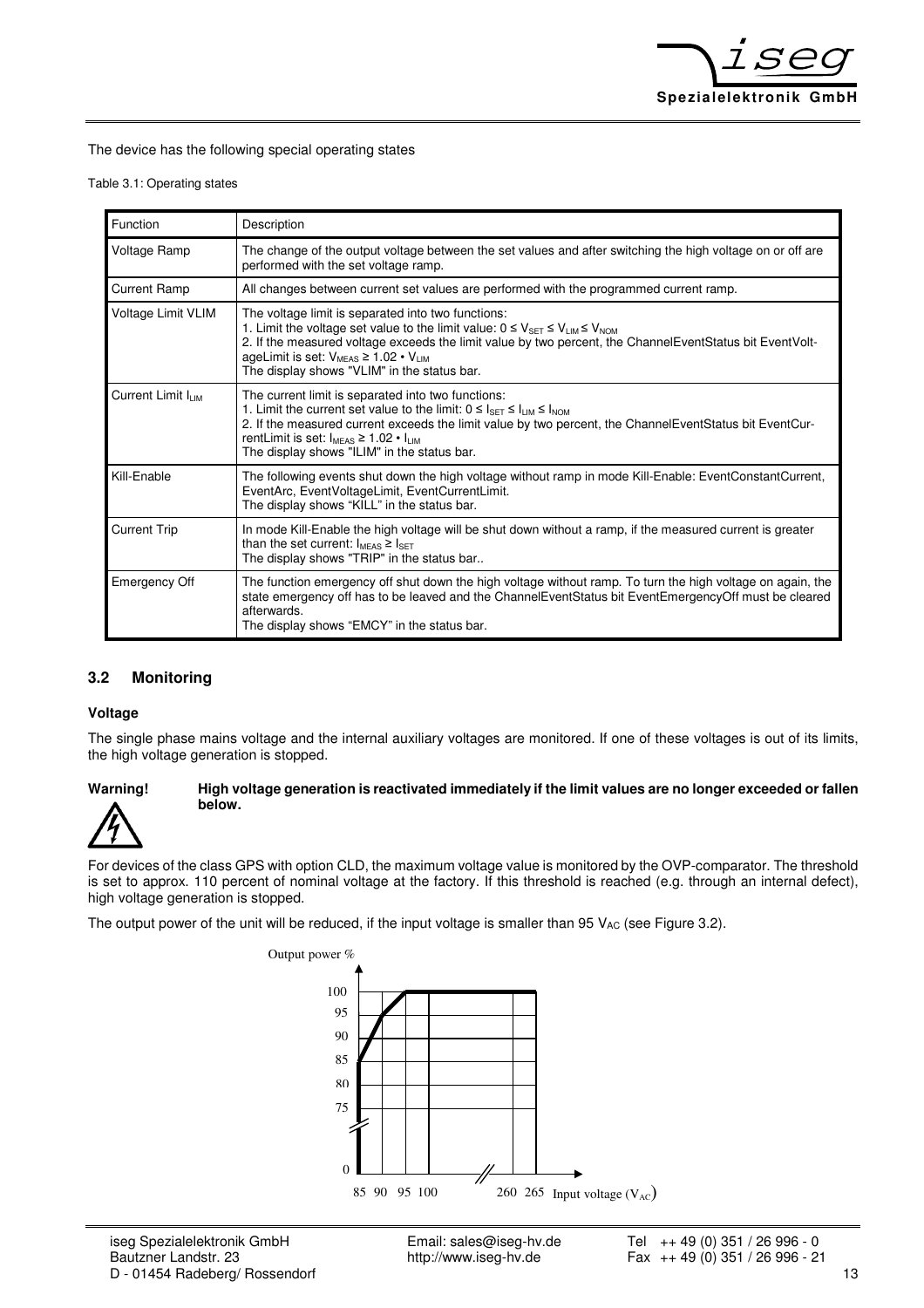The device has the following special operating states

Table 3.1: Operating states

| Function | Description |
|---|---|
| Voltage Ramp | The change of the output voltage between the set values and after switching the high voltage on or off are performed with the set voltage ramp. |
| Current Ramp | All changes between current set values are performed with the programmed current ramp. |
| Voltage Limit VLIM | The voltage limit is separated into two functions:<br>1. Limit the voltage set value to the limit value: $0 \le V_{SET} \le V_{LIM} \le V_{NOM}$<br>2. If the measured voltage exceeds the limit value by two percent, the ChannelEventStatus bit EventVoltageLimit is set: $V_{MEAS} \ge 1.02 \cdot V_{LIM}$<br>The display shows "VLIM" in the status bar. |
| Current Limit $I_{LIM}$ | The current limit is separated into two functions:<br>1. Limit the current set value to the limit: $0 \le I_{SET} \le I_{LIM} \le I_{NOM}$<br>2. If the measured current exceeds the limit value by two percent, the ChannelEventStatus bit EventCurrentLimit is set: $I_{MEAS} \ge 1.02 \cdot I_{LIM}$<br>The display shows "ILIM" in the status bar. |
| Kill-Enable | The following events shut down the high voltage without ramp in mode Kill-Enable: EventConstantCurrent, EventArc, EventVoltageLimit, EventCurrentLimit.<br>The display shows "KILL" in the status bar. |
| Current Trip | In mode Kill-Enable the high voltage will be shut down without a ramp, if the measured current is greater than the set current: $I_{MEAS} \ge I_{SET}$<br>The display shows "TRIP" in the status bar.. |
| Emergency Off | The function emergency off shut down the high voltage without ramp. To turn the high voltage on again, the state emergency off has to be leaved and the ChannelEventStatus bit EventEmergencyOff must be cleared afterwards.<br>The display shows "EMCY" in the status bar. |

## 3.2 Monitoring

### Voltage

The single phase mains voltage and the internal auxiliary voltages are monitored. If one of these voltages is out of its limits, the high voltage generation is stopped.

**Warning!** **High voltage generation is reactivated immediately if the limit values are no longer exceeded or fallen below.**

For devices of the class GPS with option CLD, the maximum voltage value is monitored by the OVP-comparator. The threshold is set to approx. 110 percent of nominal voltage at the factory. If this threshold is reached (e.g. through an internal defect), high voltage generation is stopped.

The output power of the unit will be reduced, if the input voltage is smaller than 95 $V_{AC}$ (see Figure 3.2).

Output power %

100, 95, 90, 85, 80, 75, 0

85 90 95 100 260 265 Input voltage ($V_{AC}$)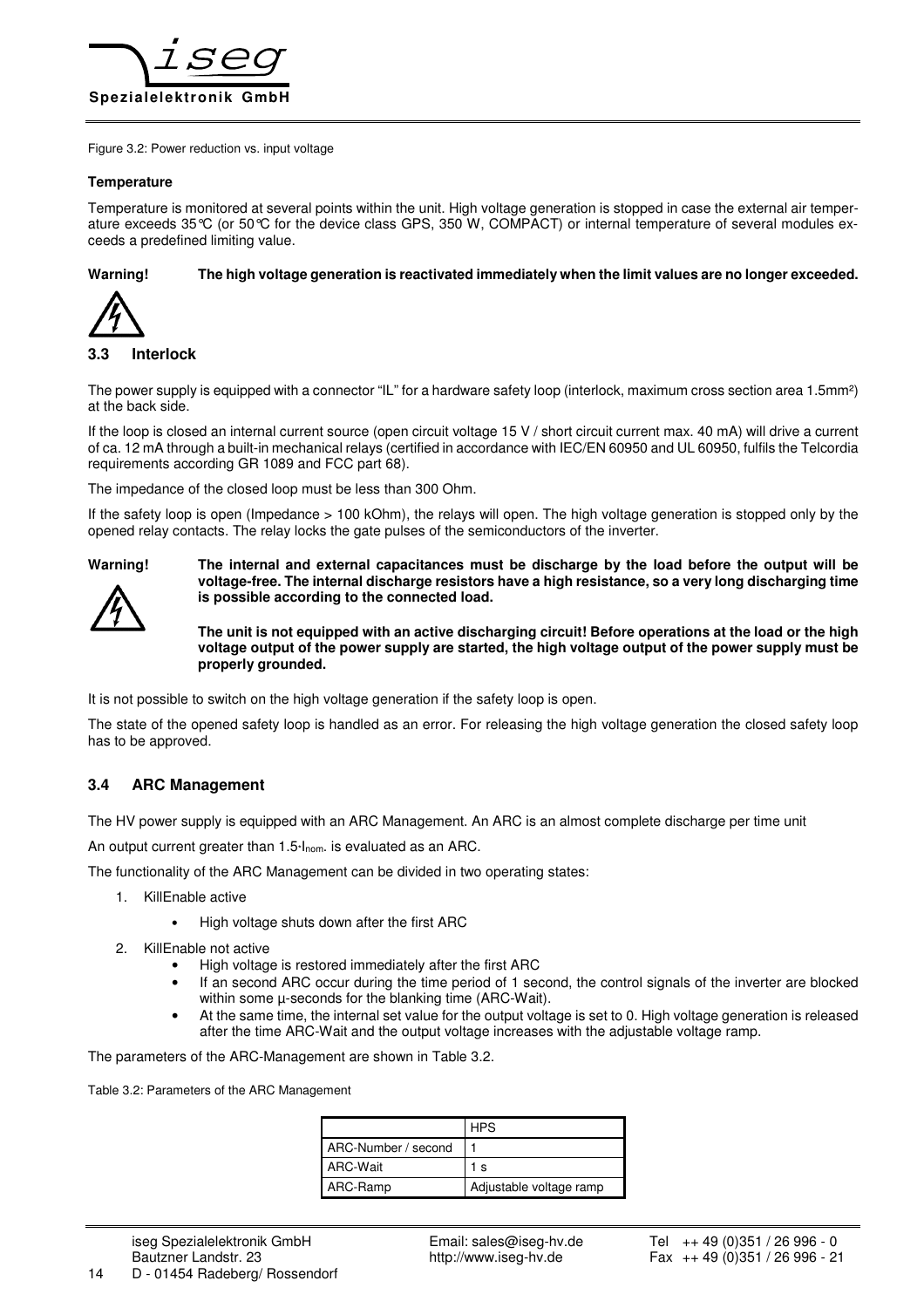Figure 3.2: Power reduction vs. input voltage

**Temperature**

Temperature is monitored at several points within the unit. High voltage generation is stopped in case the external air temperature exceeds 35°C (or 50°C for the device class GPS, 350 W, COMPACT) or internal temperature of several modules exceeds a predefined limiting value.

**Warning!** **The high voltage generation is reactivated immediately when the limit values are no longer exceeded.**

## 3.3 Interlock

The power supply is equipped with a connector "IL" for a hardware safety loop (interlock, maximum cross section area 1.5mm²) at the back side.

If the loop is closed an internal current source (open circuit voltage 15 V / short circuit current max. 40 mA) will drive a current of ca. 12 mA through a built-in mechanical relays (certified in accordance with IEC/EN 60950 and UL 60950, fulfils the Telcordia requirements according GR 1089 and FCC part 68).

The impedance of the closed loop must be less than 300 Ohm.

If the safety loop is open (Impedance > 100 kOhm), the relays will open. The high voltage generation is stopped only by the opened relay contacts. The relay locks the gate pulses of the semiconductors of the inverter.

**Warning!** **The internal and external capacitances must be discharge by the load before the output will be voltage-free. The internal discharge resistors have a high resistance, so a very long discharging time is possible according to the connected load.**

**The unit is not equipped with an active discharging circuit! Before operations at the load or the high voltage output of the power supply are started, the high voltage output of the power supply must be properly grounded.**

It is not possible to switch on the high voltage generation if the safety loop is open.

The state of the opened safety loop is handled as an error. For releasing the high voltage generation the closed safety loop has to be approved.

## 3.4 ARC Management

The HV power supply is equipped with an ARC Management. An ARC is an almost complete discharge per time unit

An output current greater than $1.5 \cdot I_{nom}$. is evaluated as an ARC.

The functionality of the ARC Management can be divided in two operating states:

1. KillEnable active
   - High voltage shuts down after the first ARC
2. KillEnable not active
   - High voltage is restored immediately after the first ARC
   - If an second ARC occur during the time period of 1 second, the control signals of the inverter are blocked within some µ-seconds for the blanking time (ARC-Wait).
   - At the same time, the internal set value for the output voltage is set to 0. High voltage generation is released after the time ARC-Wait and the output voltage increases with the adjustable voltage ramp.

The parameters of the ARC-Management are shown in Table 3.2.

Table 3.2: Parameters of the ARC Management

| | HPS |
|---|---|
| ARC-Number / second | 1 |
| ARC-Wait | 1 s |
| ARC-Ramp | Adjustable voltage ramp |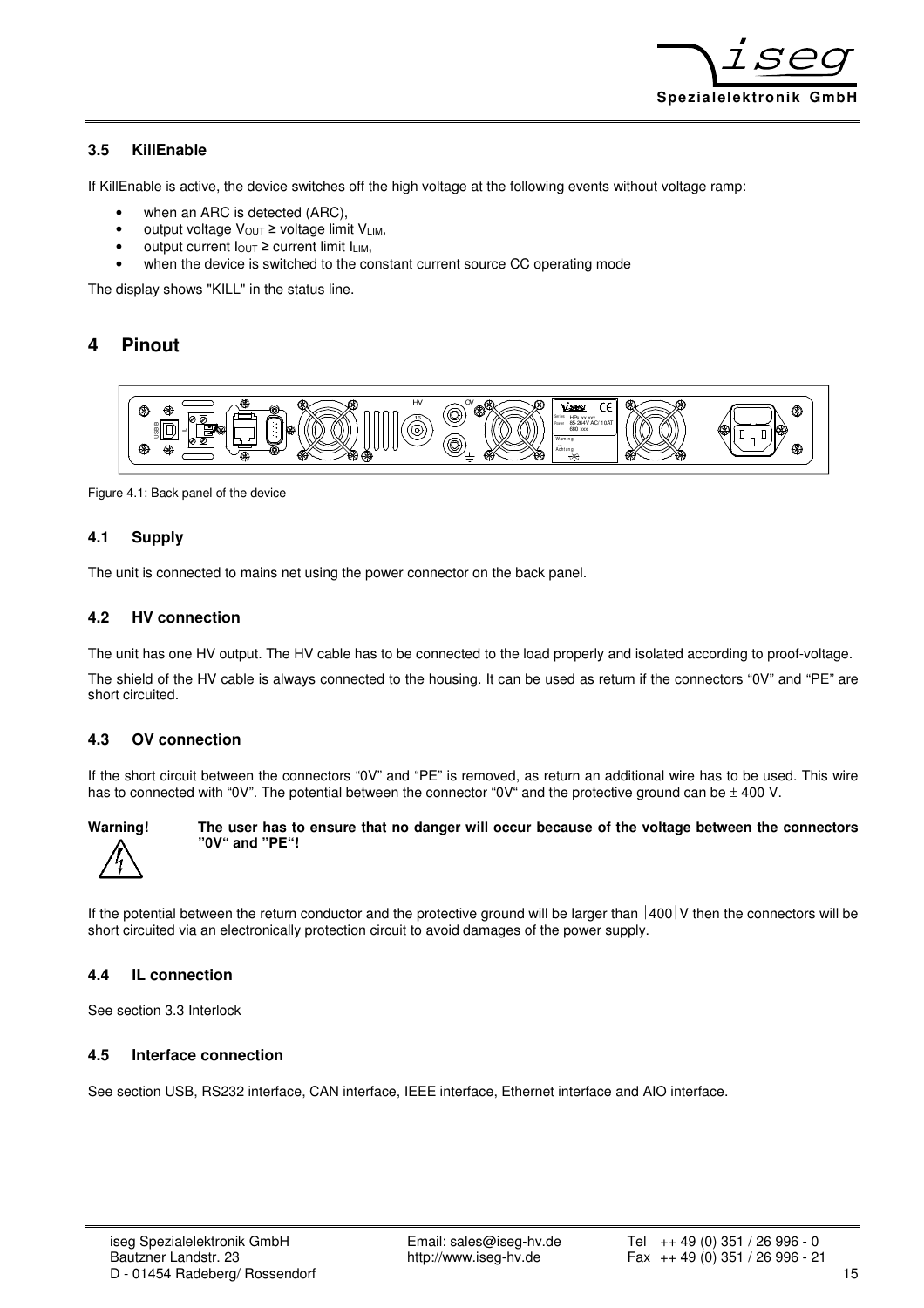### 3.5 KillEnable

If KillEnable is active, the device switches off the high voltage at the following events without voltage ramp:

- when an ARC is detected (ARC),
- output voltage $V_{OUT} \geq$ voltage limit $V_{LIM}$,
- output current $I_{OUT} \geq$ current limit $I_{LIM}$,
- when the device is switched to the constant current source CC operating mode

The display shows "KILL" in the status line.

# 4 Pinout

Figure 4.1: Back panel of the device

## 4.1 Supply

The unit is connected to mains net using the power connector on the back panel.

## 4.2 HV connection

The unit has one HV output. The HV cable has to be connected to the load properly and isolated according to proof-voltage.

The shield of the HV cable is always connected to the housing. It can be used as return if the connectors “0V” and “PE” are short circuited.

## 4.3 OV connection

If the short circuit between the connectors “0V” and “PE” is removed, as return an additional wire has to be used. This wire has to connected with “0V”. The potential between the connector “0V“ and the protective ground can be ± 400 V.

**Warning!** **The user has to ensure that no danger will occur because of the voltage between the connectors ”0V“ and ”PE“!**

If the potential between the return conductor and the protective ground will be larger than |400| V then the connectors will be short circuited via an electronically protection circuit to avoid damages of the power supply.

## 4.4 IL connection

See section 3.3 Interlock

## 4.5 Interface connection

See section USB, RS232 interface, CAN interface, IEEE interface, Ethernet interface and AIO interface.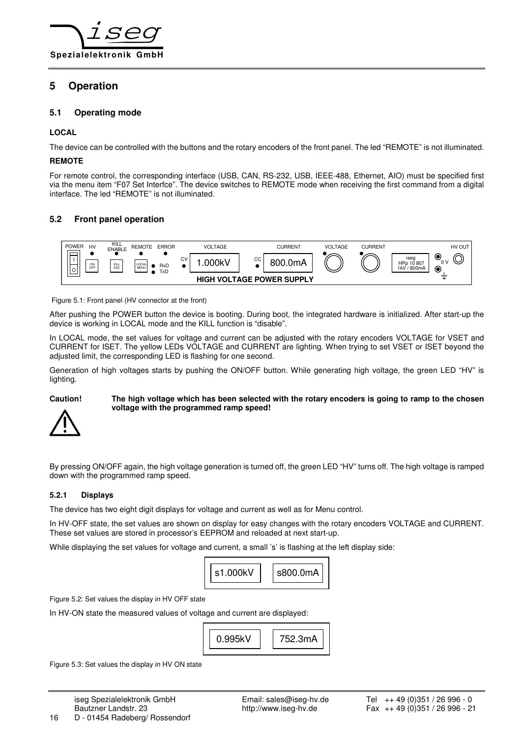# 5 Operation

## 5.1 Operating mode

**LOCAL**

The device can be controlled with the buttons and the rotary encoders of the front panel. The led "REMOTE" is not illuminated.

**REMOTE**

For remote control, the corresponding interface (USB, CAN, RS-232, USB, IEEE-488, Ethernet, AIO) must be specified first via the menu item "F07 Set Interfce". The device switches to REMOTE mode when receiving the first command from a digital interface. The led "REMOTE" is not illuminated.

## 5.2 Front panel operation

Figure 5.1: Front panel (HV connector at the front)

After pushing the POWER button the device is booting. During boot, the integrated hardware is initialized. After start-up the device is working in LOCAL mode and the KILL function is "disable".

In LOCAL mode, the set values for voltage and current can be adjusted with the rotary encoders VOLTAGE for VSET and CURRENT for ISET. The yellow LEDs VOLTAGE and CURRENT are lighting. When trying to set VSET or ISET beyond the adjusted limit, the corresponding LED is flashing for one second.

Generation of high voltages starts by pushing the ON/OFF button. While generating high voltage, the green LED "HV" is lighting.

**Caution!** **The high voltage which has been selected with the rotary encoders is going to ramp to the chosen voltage with the programmed ramp speed!**

By pressing ON/OFF again, the high voltage generation is turned off, the green LED "HV" turns off. The high voltage is ramped down with the programmed ramp speed.

### 5.2.1 Displays

The device has two eight digit displays for voltage and current as well as for Menu control.

In HV-OFF state, the set values are shown on display for easy changes with the rotary encoders VOLTAGE and CURRENT. These set values are stored in processor's EEPROM and reloaded at next start-up.

While displaying the set values for voltage and current, a small 's' is flashing at the left display side:

s1.000kV    s800.0mA

Figure 5.2: Set values the display in HV OFF state

In HV-ON state the measured values of voltage and current are displayed:

0.995kV    752.3mA

Figure 5.3: Set values the display in HV ON state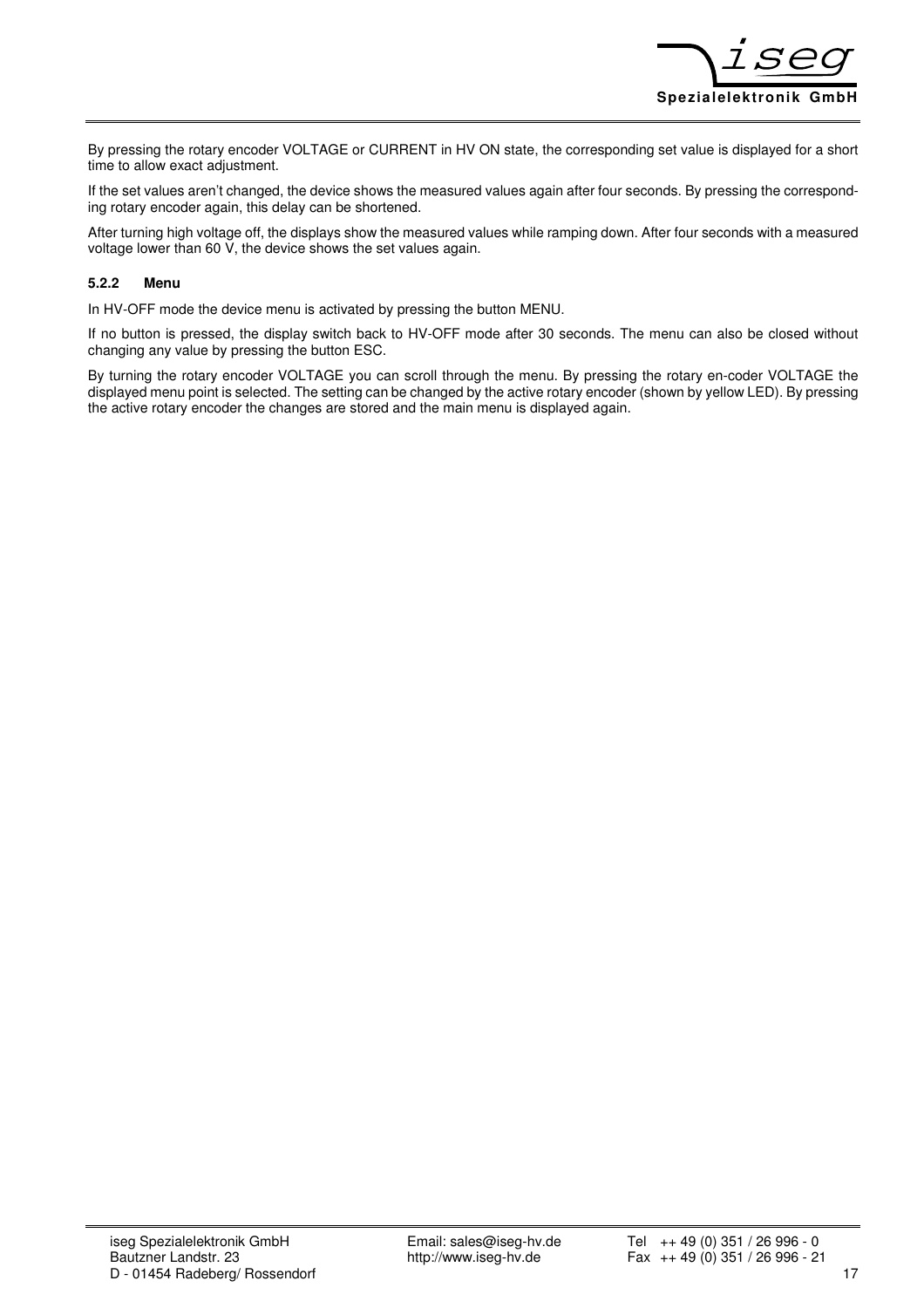By pressing the rotary encoder VOLTAGE or CURRENT in HV ON state, the corresponding set value is displayed for a short time to allow exact adjustment.

If the set values aren't changed, the device shows the measured values again after four seconds. By pressing the corresponding rotary encoder again, this delay can be shortened.

After turning high voltage off, the displays show the measured values while ramping down. After four seconds with a measured voltage lower than 60 V, the device shows the set values again.

### 5.2.2 Menu

In HV-OFF mode the device menu is activated by pressing the button MENU.

If no button is pressed, the display switch back to HV-OFF mode after 30 seconds. The menu can also be closed without changing any value by pressing the button ESC.

By turning the rotary encoder VOLTAGE you can scroll through the menu. By pressing the rotary en-coder VOLTAGE the displayed menu point is selected. The setting can be changed by the active rotary encoder (shown by yellow LED). By pressing the active rotary encoder the changes are stored and the main menu is displayed again.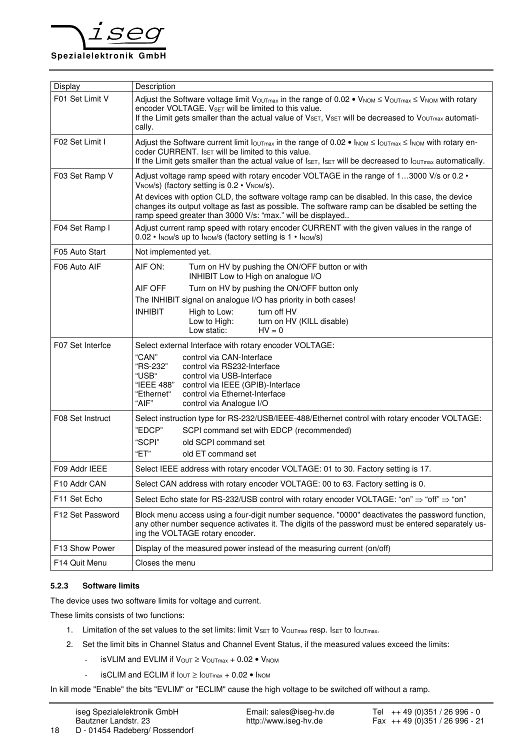| Display | Description |
|---|---|
| F01 Set Limit V | Adjust the Software voltage limit $V_{OUTmax}$ in the range of 0.02 • $V_{NOM} \leq V_{OUTmax} \leq V_{NOM}$ with rotary encoder VOLTAGE. $V_{SET}$ will be limited to this value.<br>If the Limit gets smaller than the actual value of $V_{SET}$, $V_{SET}$ will be decreased to $V_{OUTmax}$ automatically. |
| F02 Set Limit I | Adjust the Software current limit $I_{OUTmax}$ in the range of 0.02 • $I_{NOM} \leq I_{OUTmax} \leq I_{NOM}$ with rotary encoder CURRENT. $I_{SET}$ will be limited to this value.<br>If the Limit gets smaller than the actual value of $I_{SET}$, $I_{SET}$ will be decreased to $I_{OUTmax}$ automatically. |
| F03 Set Ramp V | Adjust voltage ramp speed with rotary encoder VOLTAGE in the range of 1…3000 V/s or 0.2 • $V_{NOM}$/s) (factory setting is 0.2 • $V_{NOM}$/s).<br>At devices with option CLD, the software voltage ramp can be disabled. In this case, the device changes its output voltage as fast as possible. The software ramp can be disabled be setting the ramp speed greater than 3000 V/s: "max." will be displayed.. |
| F04 Set Ramp I | Adjust current ramp speed with rotary encoder CURRENT with the given values in the range of 0.02 • $I_{NOM}$/s up to $I_{NOM}$/s (factory setting is 1 • $I_{NOM}$/s) |
| F05 Auto Start | Not implemented yet. |
| F06 Auto AIF | AIF ON: Turn on HV by pushing the ON/OFF button or with INHIBIT Low to High on analogue I/O<br>AIF OFF Turn on HV by pushing the ON/OFF button only<br>The INHIBIT signal on analogue I/O has priority in both cases!<br>INHIBIT High to Low: turn off HV<br>Low to High: turn on HV (KILL disable)<br>Low static: HV = 0 |
| F07 Set Interfce | Select external Interface with rotary encoder VOLTAGE:<br>"CAN" control via CAN-Interface<br>"RS-232" control via RS232-Interface<br>"USB" control via USB-Interface<br>"IEEE 488" control via IEEE (GPIB)-Interface<br>"Ethernet" control via Ethernet-Interface<br>"AIF" control via Analogue I/O |
| F08 Set Instruct | Select instruction type for RS-232/USB/IEEE-488/Ethernet control with rotary encoder VOLTAGE:<br>"EDCP" SCPI command set with EDCP (recommended)<br>"SCPI" old SCPI command set<br>"ET" old ET command set |
| F09 Addr IEEE | Select IEEE address with rotary encoder VOLTAGE: 01 to 30. Factory setting is 17. |
| F10 Addr CAN | Select CAN address with rotary encoder VOLTAGE: 00 to 63. Factory setting is 0. |
| F11 Set Echo | Select Echo state for RS-232/USB control with rotary encoder VOLTAGE: "on" ⇒ "off" ⇒ "on" |
| F12 Set Password | Block menu access using a four-digit number sequence. "0000" deactivates the password function, any other number sequence activates it. The digits of the password must be entered separately using the VOLTAGE rotary encoder. |
| F13 Show Power | Display of the measured power instead of the measuring current (on/off) |
| F14 Quit Menu | Closes the menu |

### 5.2.3 Software limits

The device uses two software limits for voltage and current.

These limits consists of two functions:

1. Limitation of the set values to the set limits: limit $V_{SET}$ to $V_{OUTmax}$ resp. $I_{SET}$ to $I_{OUTmax}$.
2. Set the limit bits in Channel Status and Channel Event Status, if the measured values exceed the limits:
   - isVLIM and EVLIM if $V_{OUT} \geq V_{OUTmax} + 0.02 \cdot V_{NOM}$
   - isCLIM and ECLIM if $I_{OUT} \geq I_{OUTmax} + 0.02 \cdot I_{NOM}$

In kill mode "Enable" the bits "EVLIM" or "ECLIM" cause the high voltage to be switched off without a ramp.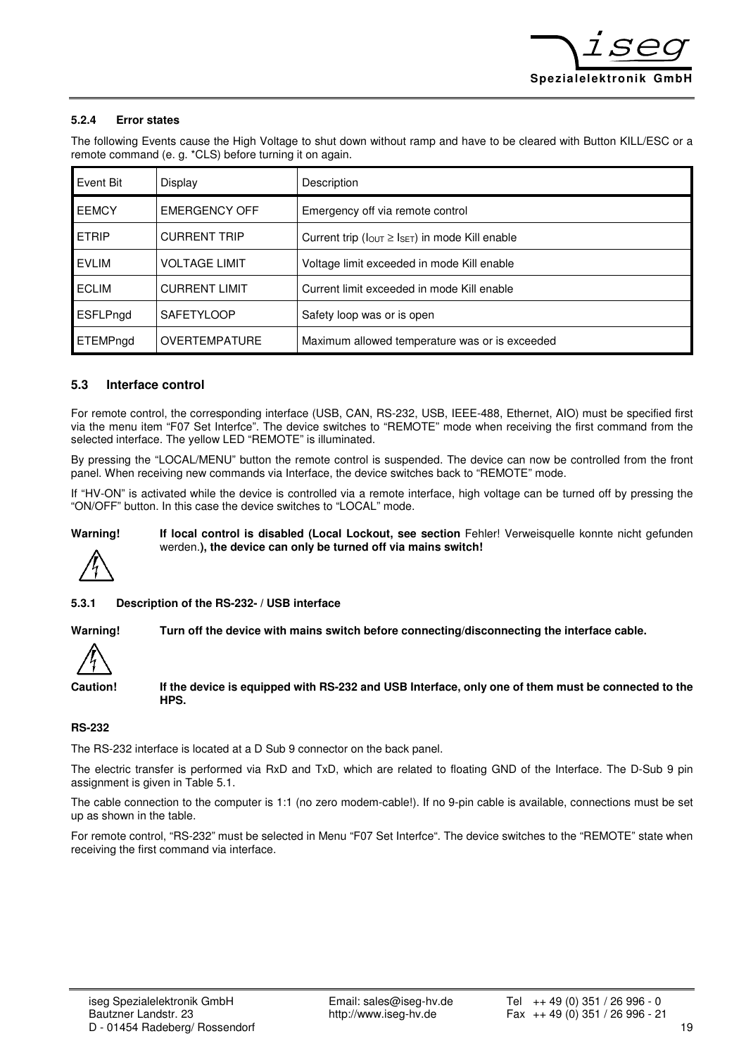### 5.2.4 Error states

The following Events cause the High Voltage to shut down without ramp and have to be cleared with Button KILL/ESC or a remote command (e. g. *CLS) before turning it on again.

| Event Bit | Display | Description |
|---|---|---|
| EEMCY | EMERGENCY OFF | Emergency off via remote control |
| ETRIP | CURRENT TRIP | Current trip ($I_{OUT} \geq I_{SET}$) in mode Kill enable |
| EVLIM | VOLTAGE LIMIT | Voltage limit exceeded in mode Kill enable |
| ECLIM | CURRENT LIMIT | Current limit exceeded in mode Kill enable |
| ESFLPngd | SAFETYLOOP | Safety loop was or is open |
| ETEMPngd | OVERTEMPATURE | Maximum allowed temperature was or is exceeded |

## 5.3 Interface control

For remote control, the corresponding interface (USB, CAN, RS-232, USB, IEEE-488, Ethernet, AIO) must be specified first via the menu item "F07 Set Interfce". The device switches to "REMOTE" mode when receiving the first command from the selected interface. The yellow LED "REMOTE" is illuminated.

By pressing the "LOCAL/MENU" button the remote control is suspended. The device can now be controlled from the front panel. When receiving new commands via Interface, the device switches back to "REMOTE" mode.

If "HV-ON" is activated while the device is controlled via a remote interface, high voltage can be turned off by pressing the "ON/OFF" button. In this case the device switches to "LOCAL" mode.

**Warning!** **If local control is disabled (Local Lockout, see section** Fehler! Verweisquelle konnte nicht gefunden werden.**), the device can only be turned off via mains switch!**

### 5.3.1 Description of the RS-232- / USB interface

**Warning!** **Turn off the device with mains switch before connecting/disconnecting the interface cable.**

**Caution!** **If the device is equipped with RS-232 and USB Interface, only one of them must be connected to the HPS.**

**RS-232**

The RS-232 interface is located at a D Sub 9 connector on the back panel.

The electric transfer is performed via RxD and TxD, which are related to floating GND of the Interface. The D-Sub 9 pin assignment is given in Table 5.1.

The cable connection to the computer is 1:1 (no zero modem-cable!). If no 9-pin cable is available, connections must be set up as shown in the table.

For remote control, "RS-232" must be selected in Menu "F07 Set Interfce". The device switches to the "REMOTE" state when receiving the first command via interface.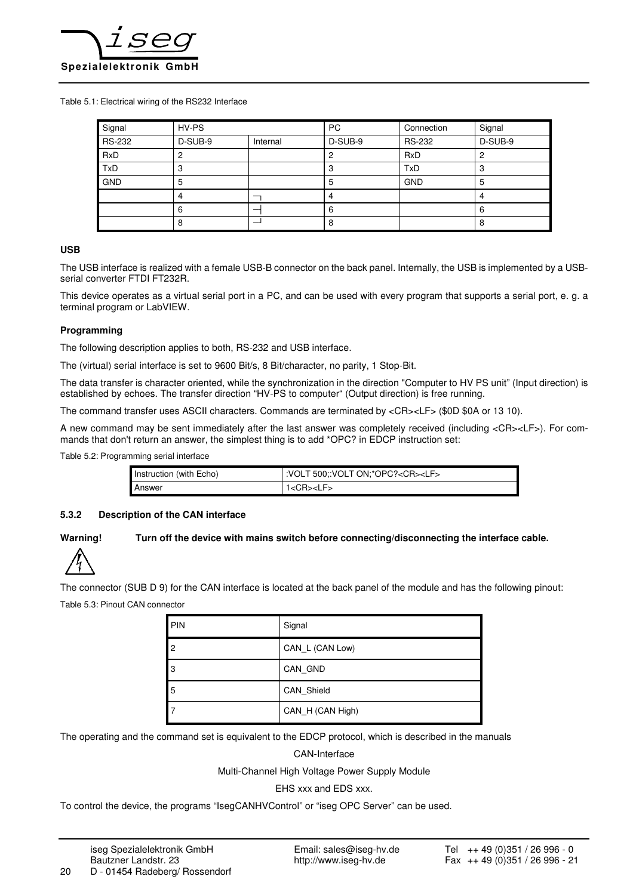Table 5.1: Electrical wiring of the RS232 Interface

| Signal | HV-PS | | PC | Connection | Signal |
|---|---|---|---|---|---|
| RS-232 | D-SUB-9 | Internal | D-SUB-9 | RS-232 | D-SUB-9 |
| RxD | 2 | | 2 | RxD | 2 |
| TxD | 3 | | 3 | TxD | 3 |
| GND | 5 | | 5 | GND | 5 |
| | 4 | ┐ | 4 | | 4 |
| | 6 | ┤ | 6 | | 6 |
| | 8 | ┘ | 8 | | 8 |

**USB**

The USB interface is realized with a female USB-B connector on the back panel. Internally, the USB is implemented by a USB-serial converter FTDI FT232R.

This device operates as a virtual serial port in a PC, and can be used with every program that supports a serial port, e. g. a terminal program or LabVIEW.

**Programming**

The following description applies to both, RS-232 and USB interface.

The (virtual) serial interface is set to 9600 Bit/s, 8 Bit/character, no parity, 1 Stop-Bit.

The data transfer is character oriented, while the synchronization in the direction "Computer to HV PS unit" (Input direction) is established by echoes. The transfer direction "HV-PS to computer" (Output direction) is free running.

The command transfer uses ASCII characters. Commands are terminated by <CR><LF> ($0D $0A or 13 10).

A new command may be sent immediately after the last answer was completely received (including <CR><LF>). For commands that don't return an answer, the simplest thing is to add *OPC? in EDCP instruction set:

Table 5.2: Programming serial interface

| Instruction (with Echo) | :VOLT 500;:VOLT ON;*OPC?<CR><LF> |
|---|---|
| Answer | 1<CR><LF> |

### 5.3.2 Description of the CAN interface

**Warning! Turn off the device with mains switch before connecting/disconnecting the interface cable.**

The connector (SUB D 9) for the CAN interface is located at the back panel of the module and has the following pinout:

Table 5.3: Pinout CAN connector

| PIN | Signal |
|---|---|
| 2 | CAN_L (CAN Low) |
| 3 | CAN_GND |
| 5 | CAN_Shield |
| 7 | CAN_H (CAN High) |

The operating and the command set is equivalent to the EDCP protocol, which is described in the manuals

CAN-Interface

Multi-Channel High Voltage Power Supply Module

EHS xxx and EDS xxx.

To control the device, the programs "IsegCANHVControl" or "iseg OPC Server" can be used.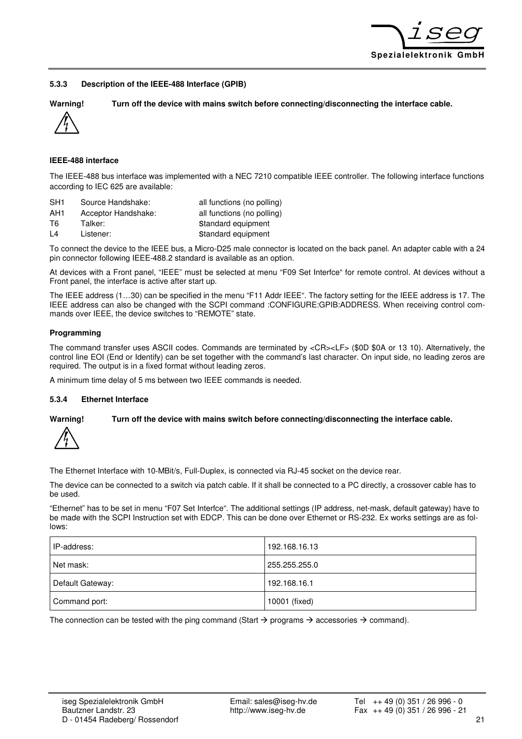### 5.3.3 Description of the IEEE-488 Interface (GPIB)

**Warning! Turn off the device with mains switch before connecting/disconnecting the interface cable.**

**IEEE-488 interface**

The IEEE-488 bus interface was implemented with a NEC 7210 compatible IEEE controller. The following interface functions according to IEC 625 are available:

| | | |
|---|---|---|
| SH1 | Source Handshake: | all functions (no polling) |
| AH1 | Acceptor Handshake: | all functions (no polling) |
| T6 | Talker: | Standard equipment |
| L4 | Listener: | Standard equipment |

To connect the device to the IEEE bus, a Micro-D25 male connector is located on the back panel. An adapter cable with a 24 pin connector following IEEE-488.2 standard is available as an option.

At devices with a Front panel, "IEEE" must be selected at menu "F09 Set Interfce" for remote control. At devices without a Front panel, the interface is active after start up.

The IEEE address (1…30) can be specified in the menu "F11 Addr IEEE". The factory setting for the IEEE address is 17. The IEEE address can also be changed with the SCPI command :CONFIGURE:GPIB:ADDRESS. When receiving control commands over IEEE, the device switches to "REMOTE" state.

**Programming**

The command transfer uses ASCII codes. Commands are terminated by <CR><LF> ($0D $0A or 13 10). Alternatively, the control line EOI (End or Identify) can be set together with the command's last character. On input side, no leading zeros are required. The output is in a fixed format without leading zeros.

A minimum time delay of 5 ms between two IEEE commands is needed.

### 5.3.4 Ethernet Interface

**Warning! Turn off the device with mains switch before connecting/disconnecting the interface cable.**

The Ethernet Interface with 10-MBit/s, Full-Duplex, is connected via RJ-45 socket on the device rear.

The device can be connected to a switch via patch cable. If it shall be connected to a PC directly, a crossover cable has to be used.

"Ethernet" has to be set in menu "F07 Set Interfce". The additional settings (IP address, net-mask, default gateway) have to be made with the SCPI Instruction set with EDCP. This can be done over Ethernet or RS-232. Ex works settings are as follows:

| | |
|---|---|
| IP-address: | 192.168.16.13 |
| Net mask: | 255.255.255.0 |
| Default Gateway: | 192.168.16.1 |
| Command port: | 10001 (fixed) |

The connection can be tested with the ping command (Start → programs → accessories → command).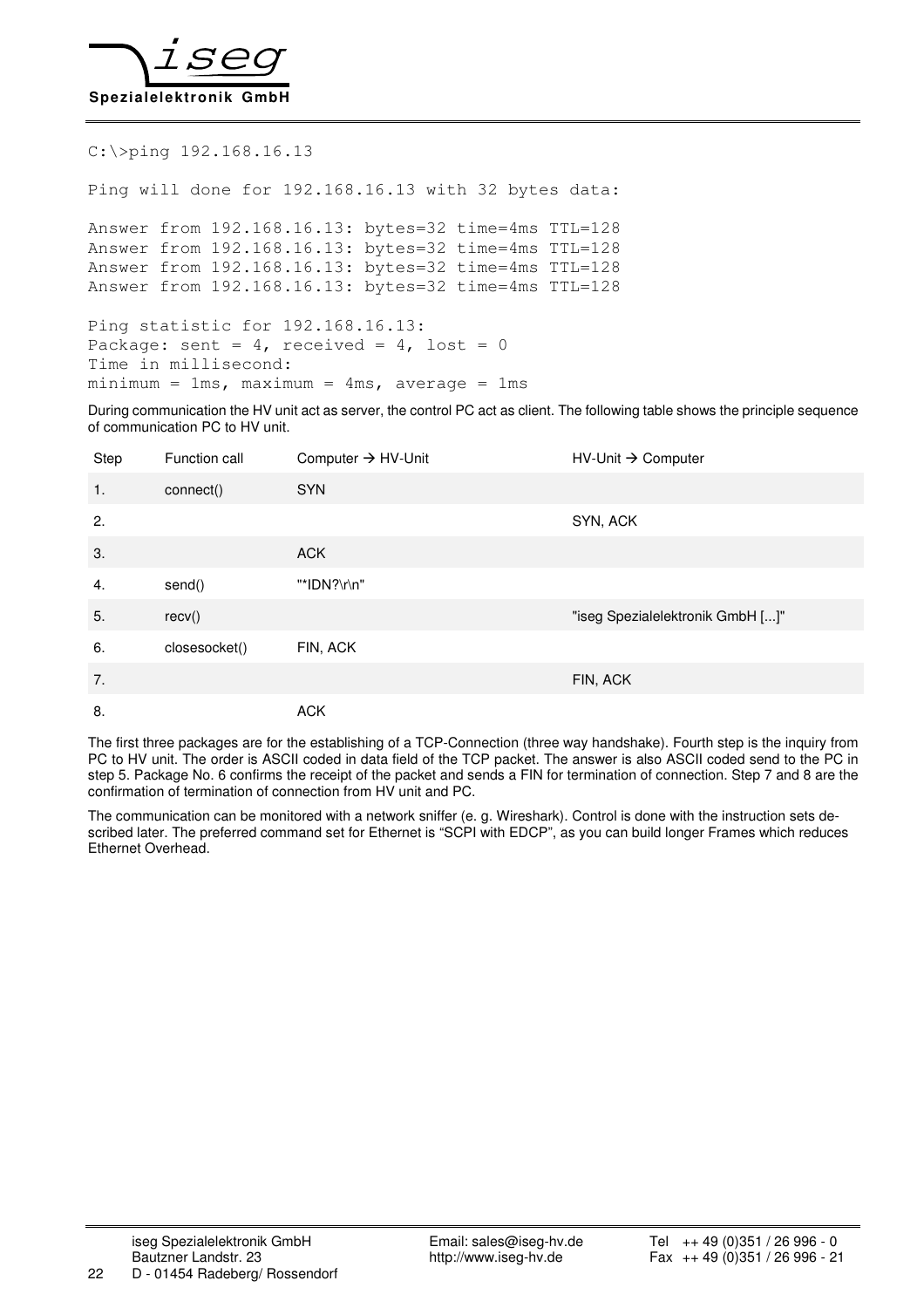```
C:\>ping 192.168.16.13

Ping will done for 192.168.16.13 with 32 bytes data:

Answer from 192.168.16.13: bytes=32 time=4ms TTL=128
Answer from 192.168.16.13: bytes=32 time=4ms TTL=128
Answer from 192.168.16.13: bytes=32 time=4ms TTL=128
Answer from 192.168.16.13: bytes=32 time=4ms TTL=128

Ping statistic for 192.168.16.13:
Package: sent = 4, received = 4, lost = 0
Time in millisecond:
minimum = 1ms, maximum = 4ms, average = 1ms
```

During communication the HV unit act as server, the control PC act as client. The following table shows the principle sequence of communication PC to HV unit.

| Step | Function call | Computer → HV-Unit | HV-Unit → Computer |
|---|---|---|---|
| 1. | connect() | SYN | |
| 2. | | | SYN, ACK |
| 3. | | ACK | |
| 4. | send() | "*IDN?\r\n" | |
| 5. | recv() | | "iseg Spezialelektronik GmbH [...]" |
| 6. | closesocket() | FIN, ACK | |
| 7. | | | FIN, ACK |
| 8. | | ACK | |

The first three packages are for the establishing of a TCP-Connection (three way handshake). Fourth step is the inquiry from PC to HV unit. The order is ASCII coded in data field of the TCP packet. The answer is also ASCII coded send to the PC in step 5. Package No. 6 confirms the receipt of the packet and sends a FIN for termination of connection. Step 7 and 8 are the confirmation of termination of connection from HV unit and PC.

The communication can be monitored with a network sniffer (e. g. Wireshark). Control is done with the instruction sets described later. The preferred command set for Ethernet is "SCPI with EDCP", as you can build longer Frames which reduces Ethernet Overhead.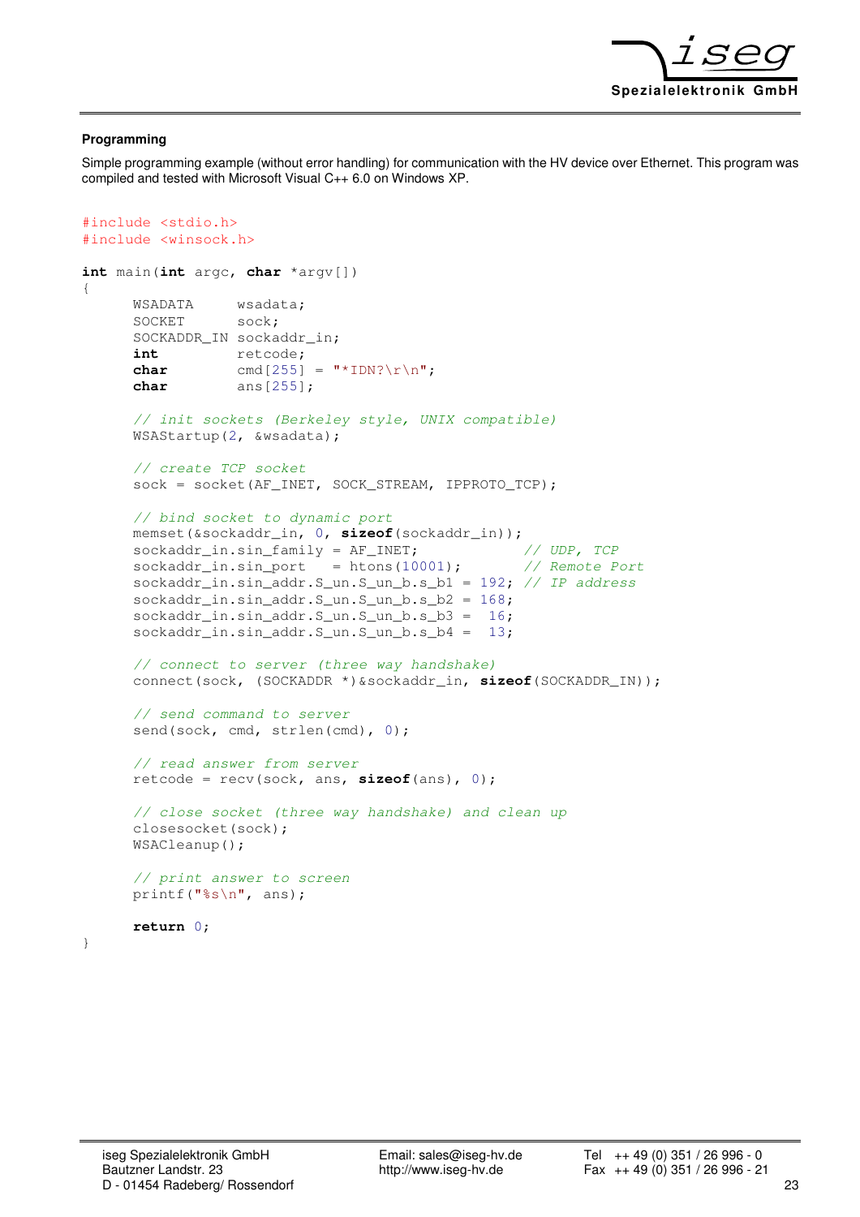### Programming

Simple programming example (without error handling) for communication with the HV device over Ethernet. This program was compiled and tested with Microsoft Visual C++ 6.0 on Windows XP.

```
#include <stdio.h>
#include <winsock.h>

int main(int argc, char *argv[])
{
      WSADATA     wsadata;
      SOCKET      sock;
      SOCKADDR_IN sockaddr_in;
      int         retcode;
      char        cmd[255] = "*IDN?\r\n";
      char        ans[255];

      // init sockets (Berkeley style, UNIX compatible)
      WSAStartup(2, &wsadata);

      // create TCP socket
      sock = socket(AF_INET, SOCK_STREAM, IPPROTO_TCP);

      // bind socket to dynamic port
      memset(&sockaddr_in, 0, sizeof(sockaddr_in));
      sockaddr_in.sin_family = AF_INET;              // UDP, TCP
      sockaddr_in.sin_port   = htons(10001);         // Remote Port
      sockaddr_in.sin_addr.S_un.S_un_b.s_b1 = 192;  // IP address
      sockaddr_in.sin_addr.S_un.S_un_b.s_b2 = 168;
      sockaddr_in.sin_addr.S_un.S_un_b.s_b3 =  16;
      sockaddr_in.sin_addr.S_un.S_un_b.s_b4 =  13;

      // connect to server (three way handshake)
      connect(sock, (SOCKADDR *)&sockaddr_in, sizeof(SOCKADDR_IN));

      // send command to server
      send(sock, cmd, strlen(cmd), 0);

      // read answer from server
      retcode = recv(sock, ans, sizeof(ans), 0);

      // close socket (three way handshake) and clean up
      closesocket(sock);
      WSACleanup();

      // print answer to screen
      printf("%s\n", ans);

      return 0;
}
```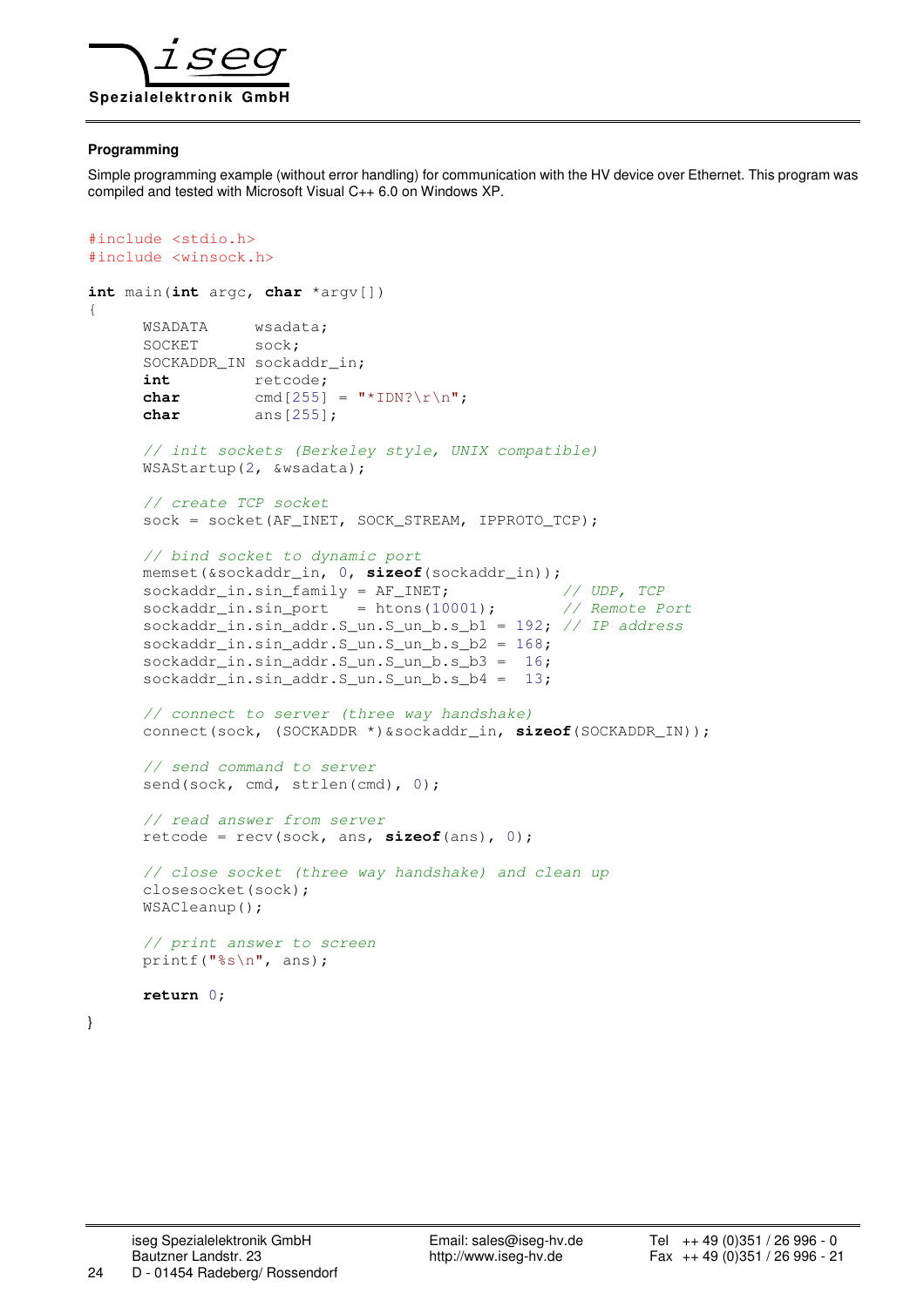### Programming

Simple programming example (without error handling) for communication with the HV device over Ethernet. This program was compiled and tested with Microsoft Visual C++ 6.0 on Windows XP.

```
#include <stdio.h>
#include <winsock.h>

int main(int argc, char *argv[])
{
      WSADATA     wsadata;
      SOCKET      sock;
      SOCKADDR_IN sockaddr_in;
      int         retcode;
      char        cmd[255] = "*IDN?\r\n";
      char        ans[255];

      // init sockets (Berkeley style, UNIX compatible)
      WSAStartup(2, &wsadata);

      // create TCP socket
      sock = socket(AF_INET, SOCK_STREAM, IPPROTO_TCP);

      // bind socket to dynamic port
      memset(&sockaddr_in, 0, sizeof(sockaddr_in));
      sockaddr_in.sin_family = AF_INET;             // UDP, TCP
      sockaddr_in.sin_port   = htons(10001);        // Remote Port
      sockaddr_in.sin_addr.S_un.S_un_b.s_b1 = 192; // IP address
      sockaddr_in.sin_addr.S_un.S_un_b.s_b2 = 168;
      sockaddr_in.sin_addr.S_un.S_un_b.s_b3 =  16;
      sockaddr_in.sin_addr.S_un.S_un_b.s_b4 =  13;

      // connect to server (three way handshake)
      connect(sock, (SOCKADDR *)&sockaddr_in, sizeof(SOCKADDR_IN));

      // send command to server
      send(sock, cmd, strlen(cmd), 0);

      // read answer from server
      retcode = recv(sock, ans, sizeof(ans), 0);

      // close socket (three way handshake) and clean up
      closesocket(sock);
      WSACleanup();

      // print answer to screen
      printf("%s\n", ans);

      return 0;
}
```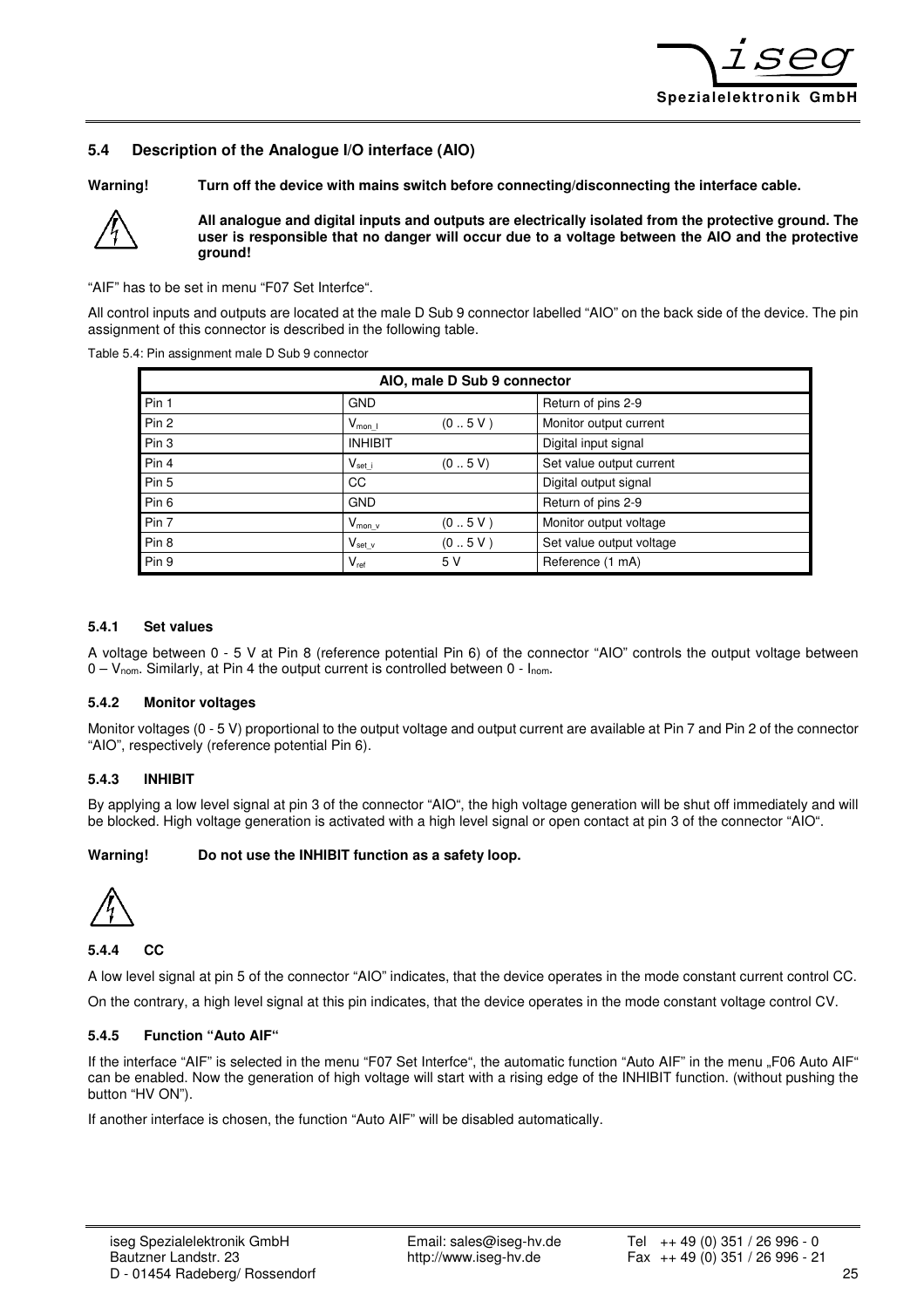## 5.4 Description of the Analogue I/O interface (AIO)

**Warning! Turn off the device with mains switch before connecting/disconnecting the interface cable.**

**All analogue and digital inputs and outputs are electrically isolated from the protective ground. The user is responsible that no danger will occur due to a voltage between the AIO and the protective ground!**

“AIF” has to be set in menu “F07 Set Interfce“.

All control inputs and outputs are located at the male D Sub 9 connector labelled “AIO” on the back side of the device. The pin assignment of this connector is described in the following table.

Table 5.4: Pin assignment male D Sub 9 connector

| AIO, male D Sub 9 connector | | | |
|---|---|---|---|
| Pin 1 | GND | | Return of pins 2-9 |
| Pin 2 | $V_{mon\_I}$ | (0 .. 5 V ) | Monitor output current |
| Pin 3 | INHIBIT | | Digital input signal |
| Pin 4 | $V_{set\_i}$ | (0 .. 5 V) | Set value output current |
| Pin 5 | CC | | Digital output signal |
| Pin 6 | GND | | Return of pins 2-9 |
| Pin 7 | $V_{mon\_v}$ | (0 .. 5 V ) | Monitor output voltage |
| Pin 8 | $V_{set\_v}$ | (0 .. 5 V ) | Set value output voltage |
| Pin 9 | $V_{ref}$ | 5 V | Reference (1 mA) |

### 5.4.1 Set values

A voltage between 0 - 5 V at Pin 8 (reference potential Pin 6) of the connector “AIO” controls the output voltage between 0 – $V_{nom}$. Similarly, at Pin 4 the output current is controlled between 0 - $I_{nom}$.

### 5.4.2 Monitor voltages

Monitor voltages (0 - 5 V) proportional to the output voltage and output current are available at Pin 7 and Pin 2 of the connector “AIO”, respectively (reference potential Pin 6).

### 5.4.3 INHIBIT

By applying a low level signal at pin 3 of the connector “AIO“, the high voltage generation will be shut off immediately and will be blocked. High voltage generation is activated with a high level signal or open contact at pin 3 of the connector “AIO“.

**Warning! Do not use the INHIBIT function as a safety loop.**

### 5.4.4 CC

A low level signal at pin 5 of the connector “AIO” indicates, that the device operates in the mode constant current control CC.

On the contrary, a high level signal at this pin indicates, that the device operates in the mode constant voltage control CV.

### 5.4.5 Function “Auto AIF“

If the interface “AIF” is selected in the menu “F07 Set Interfce“, the automatic function “Auto AIF” in the menu „F06 Auto AIF“ can be enabled. Now the generation of high voltage will start with a rising edge of the INHIBIT function. (without pushing the button “HV ON”).

If another interface is chosen, the function “Auto AIF” will be disabled automatically.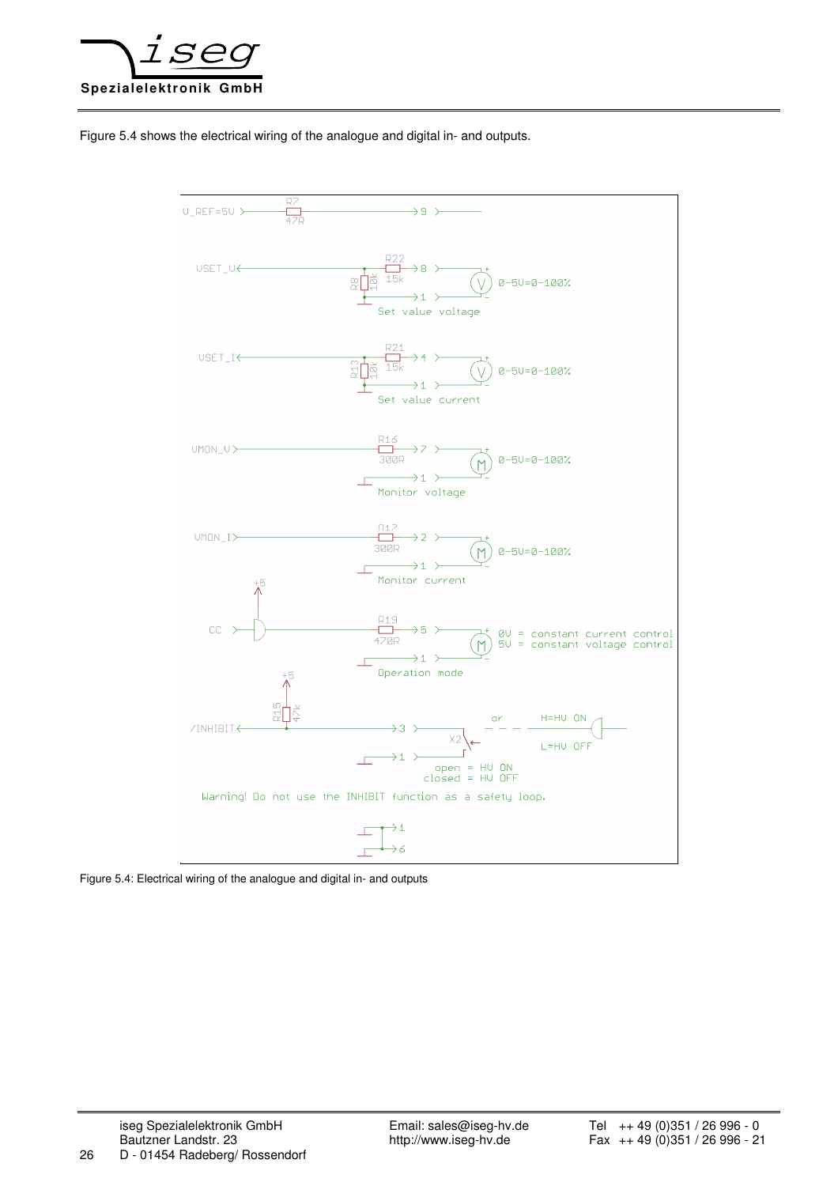Figure 5.4 shows the electrical wiring of the analogue and digital in- and outputs.

Figure 5.4: Electrical wiring of the analogue and digital in- and outputs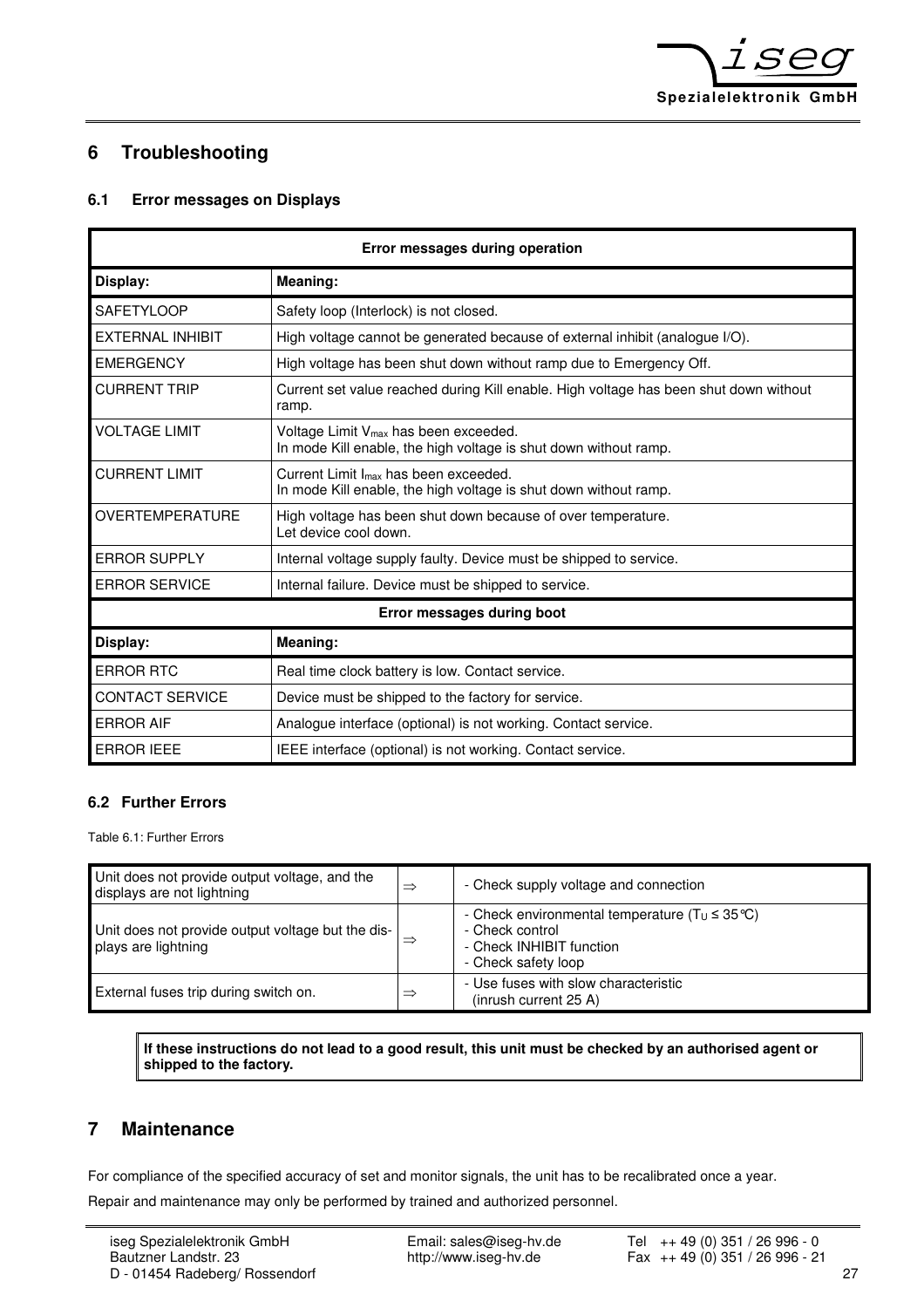# 6 Troubleshooting

## 6.1 Error messages on Displays

| Error messages during operation | |
|---|---|
| **Display:** | **Meaning:** |
| SAFETYLOOP | Safety loop (Interlock) is not closed. |
| EXTERNAL INHIBIT | High voltage cannot be generated because of external inhibit (analogue I/O). |
| EMERGENCY | High voltage has been shut down without ramp due to Emergency Off. |
| CURRENT TRIP | Current set value reached during Kill enable. High voltage has been shut down without ramp. |
| VOLTAGE LIMIT | Voltage Limit $V_{max}$ has been exceeded.<br>In mode Kill enable, the high voltage is shut down without ramp. |
| CURRENT LIMIT | Current Limit $I_{max}$ has been exceeded.<br>In mode Kill enable, the high voltage is shut down without ramp. |
| OVERTEMPERATURE | High voltage has been shut down because of over temperature.<br>Let device cool down. |
| ERROR SUPPLY | Internal voltage supply faulty. Device must be shipped to service. |
| ERROR SERVICE | Internal failure. Device must be shipped to service. |
| **Error messages during boot** | |
| **Display:** | **Meaning:** |
| ERROR RTC | Real time clock battery is low. Contact service. |
| CONTACT SERVICE | Device must be shipped to the factory for service. |
| ERROR AIF | Analogue interface (optional) is not working. Contact service. |
| ERROR IEEE | IEEE interface (optional) is not working. Contact service. |

## 6.2 Further Errors

Table 6.1: Further Errors

| | | |
|---|---|---|
| Unit does not provide output voltage, and the displays are not lightning | ⇒ | - Check supply voltage and connection |
| Unit does not provide output voltage but the displays are lightning | ⇒ | - Check environmental temperature ($T_U \leq 35$°C)<br>- Check control<br>- Check INHIBIT function<br>- Check safety loop |
| External fuses trip during switch on. | ⇒ | - Use fuses with slow characteristic (inrush current 25 A) |

**If these instructions do not lead to a good result, this unit must be checked by an authorised agent or shipped to the factory.**

# 7 Maintenance

For compliance of the specified accuracy of set and monitor signals, the unit has to be recalibrated once a year.

Repair and maintenance may only be performed by trained and authorized personnel.